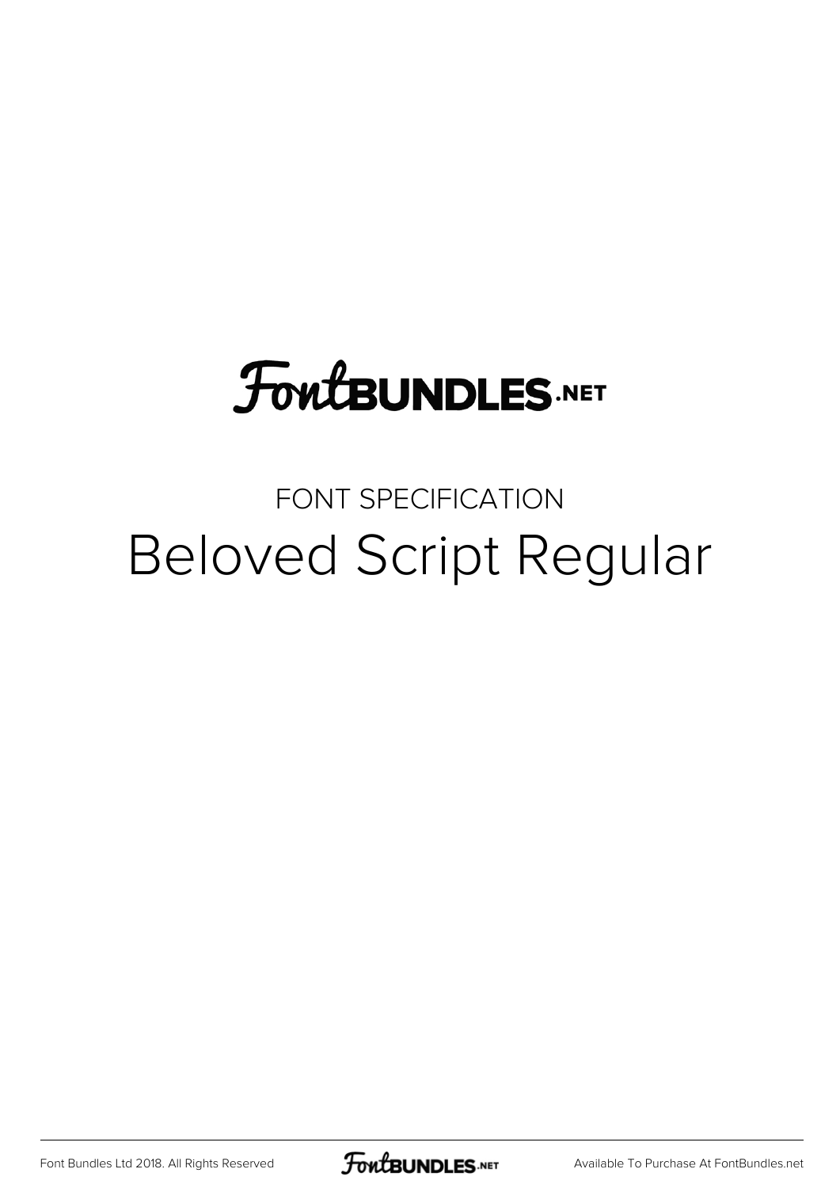FontBUNDLES.NET

FONT SPECIFICATION

# Beloved Script Regular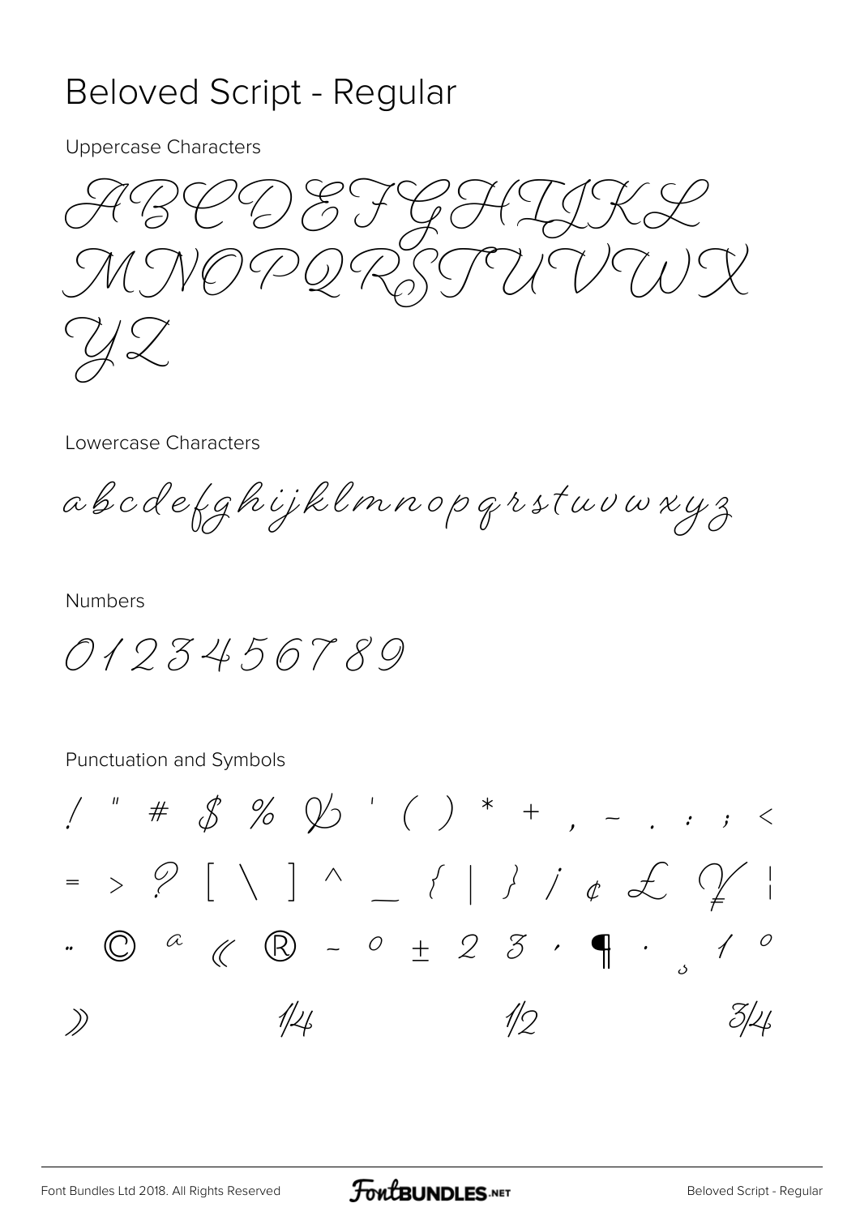# Beloved Script - Regular

Uppercase Characters

ABCDEFGHIJKL
MNOPQRSTUVWX
YZ

Lowercase Characters

abcdefghijklmnopqrstuvwxyz

Numbers

0123456789

Punctuation and Symbols

! " # $ % & ' ( ) * + , - . : ; <
= > ? [ \ ] ^ _ { | } ¡ ¢ £ ¥ ¦
¨ © ª « ® ¯ ° ± ² ³ ´ ¶ · ¸ ¹ º
» ¼ ½ ¾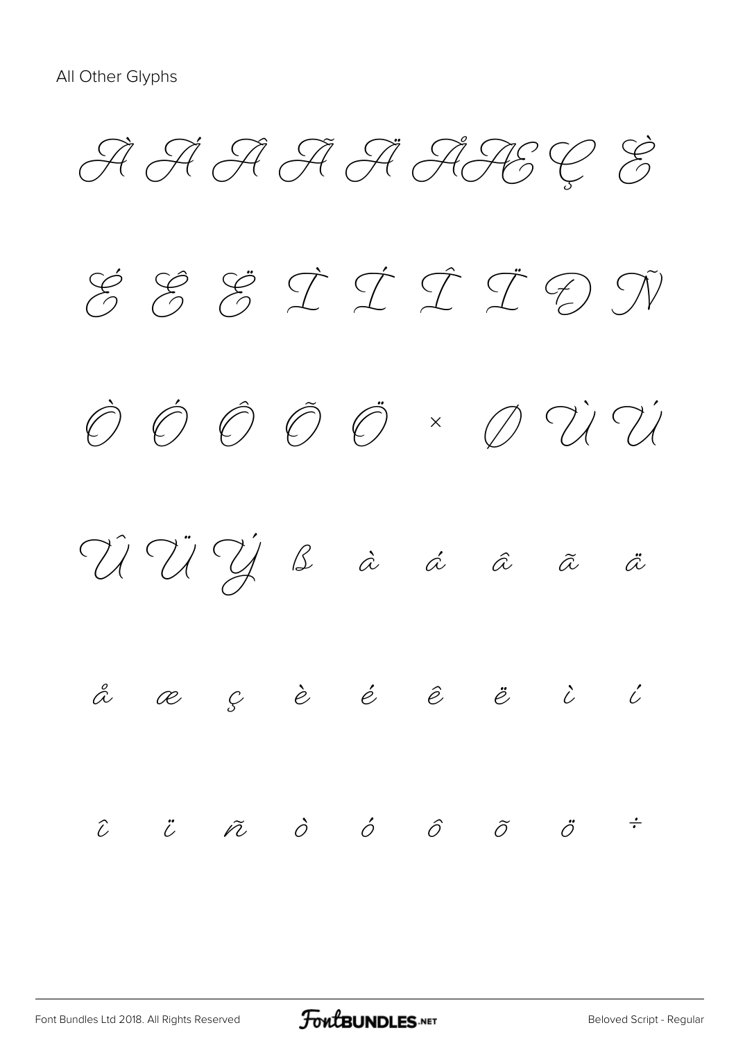All Other Glyphs

À Á Â Ã Ä Å Æ Ç È

É Ê Ë Ì Í Î Ï Ð Ñ

Ò Ó Ô Õ Ö × Ø Ù Ú

Û Ü Ý ß à á â ã ä

å æ ç è é ê ë ì í

î ï ñ ò ó ô õ ö ÷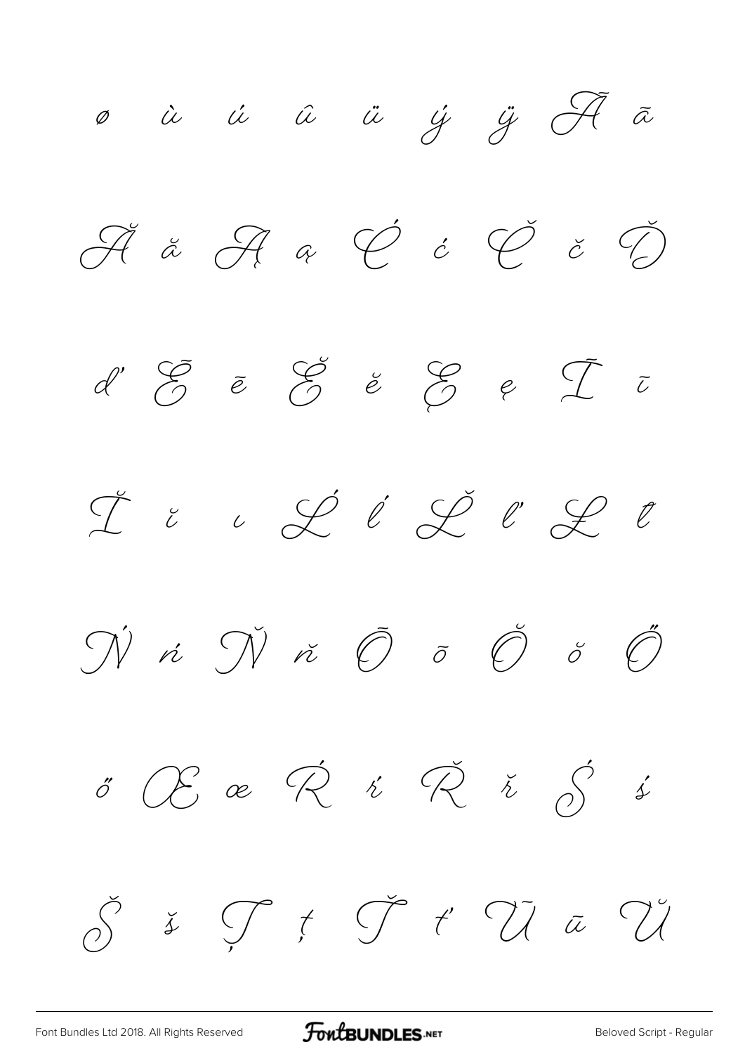ø ù ú û ü ý ÿ Ā ā

Ă ă Ą ą Ć ć Č č Ď

ď Ē ē Ĕ ĕ Ę ę Ī ī

Ĭ ĭ ı Ĺ ĺ Ľ ľ Ł ł

Ń ń Ň ň Ō ō Ŏ ŏ Ő

ő Œ œ Ŕ ŕ Ř ř Ś ś

Š š Ţ ţ Ť ť Ū ū Ŭ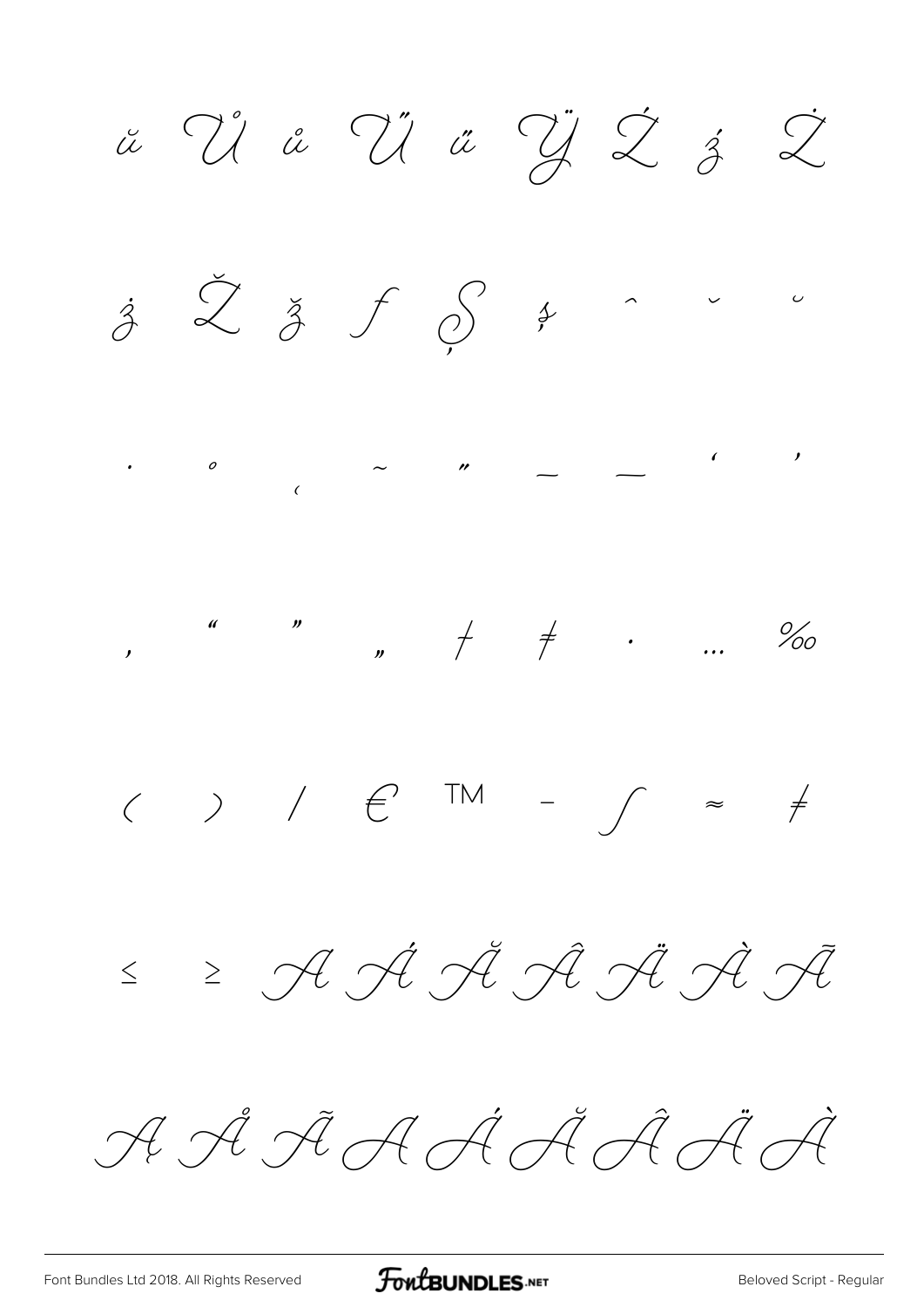ŭ Ů ů Ű ű Ÿ Ź ź Ż

ż Ž ž ƒ Ș ș ˆ ˇ ˘

˙ ˚ ˛ ˜ ˝ – — ‘ ’

‚ “ ” „ † ‡ • … ‰

‹ › ⁄ € ™ − ∫ ≈ ≠

≤ ≥ A Á Ă Â Ä À Ã

Ą Å Ã A Á Ă Â Ä À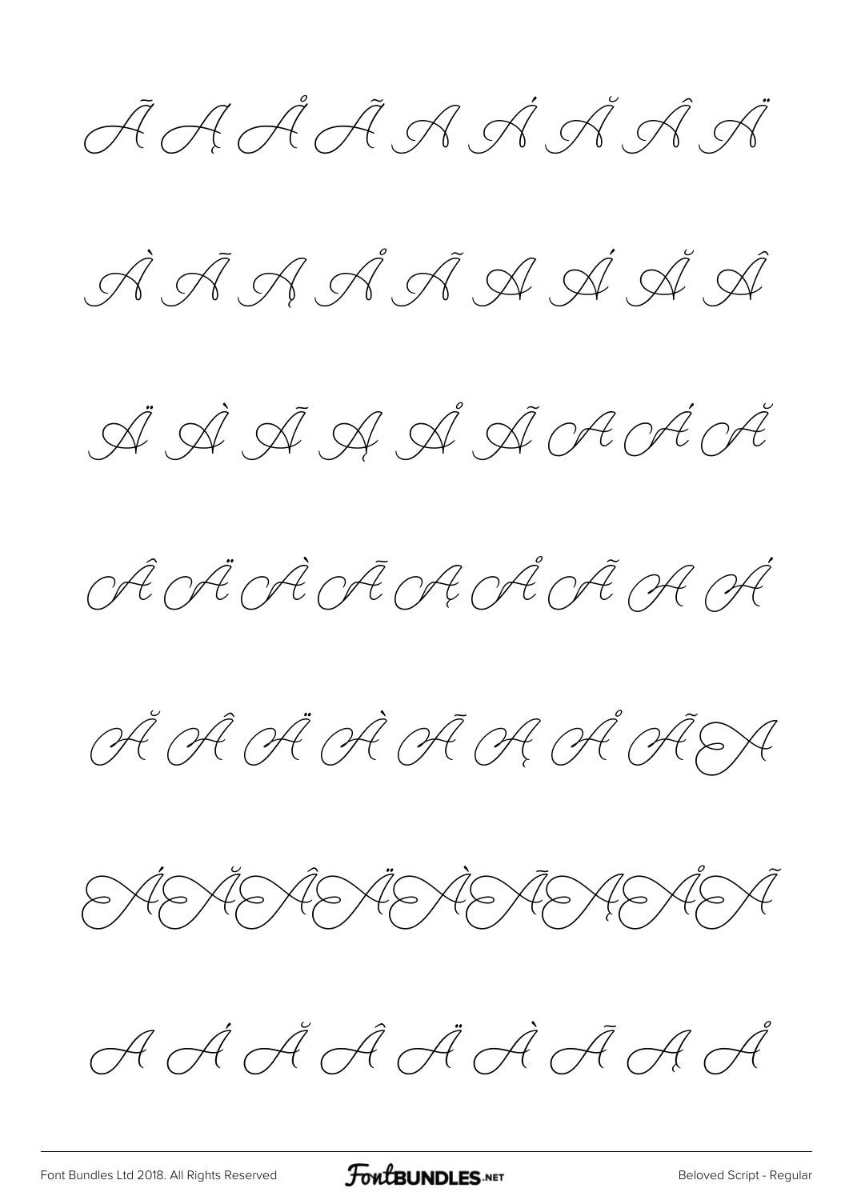Ã Ą Å Ã A Á Ă Â Ä

À Ã Ą Å Ã A Á Ă Â

Ä À Ã Ą Å Ã A Á Ă

Â Ä À Ã Ą Å Ã A Á

Ă Â Ä À Ã Ą Å Ã A

ÁĂÂÄÀÃĄÅÃ

A Á Ă Â Ä À Ã Ą Å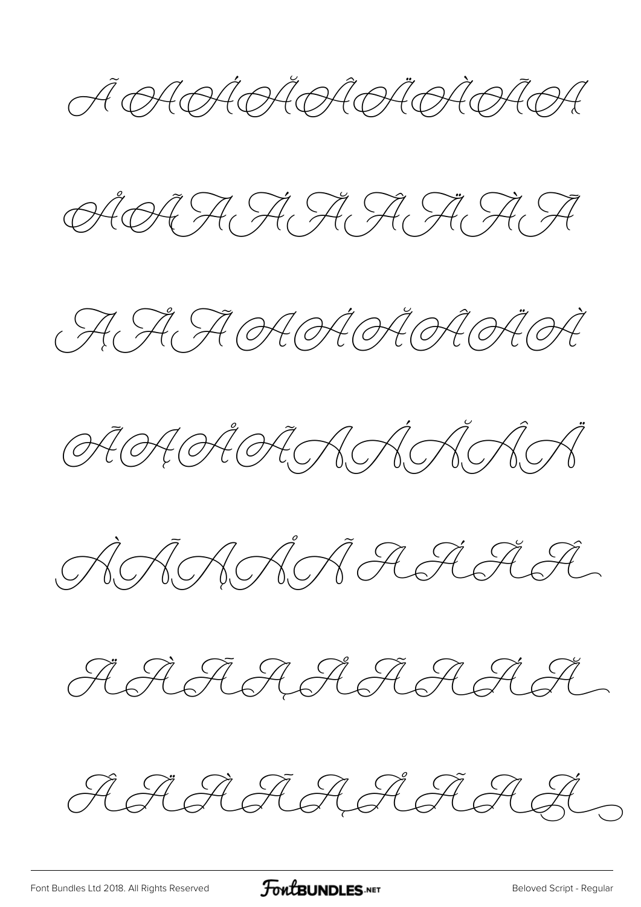Ã Ā Á Ă Â Ä À Ã

Å Ã Ā Á Ă Â Ä À Ā

Ą Å Ã Ā Á Ă Â Ä À

Ã Ą Å Ã Ā Á Ă Â Ä

À Ã Ą Å Ã Ā Á Ă Â

Ä À Ā Ą Å Ã Ā Á Ă

Â Ä À Ā Ą Å Ã Ā Á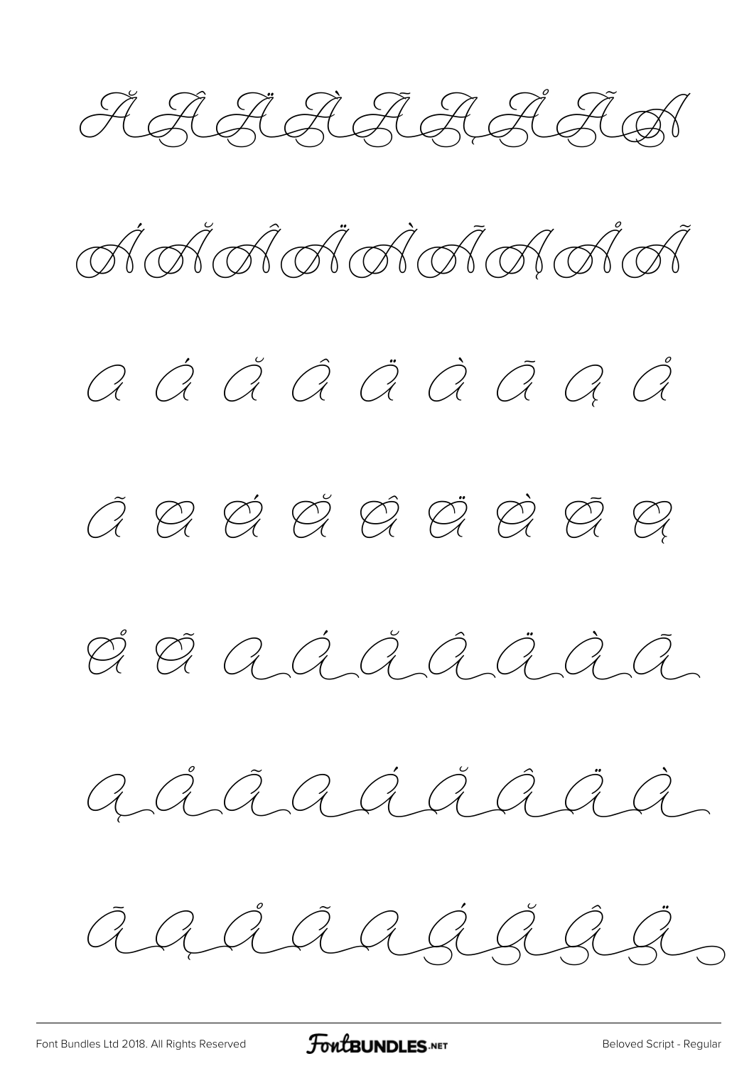Ă Â Ä À Ā Ą Å Ã Á

Á Ă Â Ä À Ā Ą Å Ã

a á ă â ä à ā ą å

ã a á ă â ä à ā ą

å ã a á ă â ä à ā

ą å ã a á ă â ä à

ā ą å ã a á ă â ä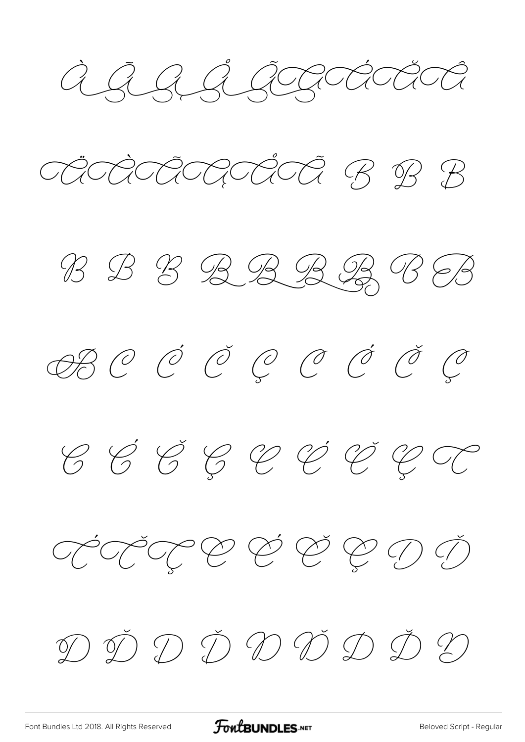À Ã Ą Å Ã Á Ă Â

Ä À Ã Ą Å Ã B B B

B B B B B B B B B

B C Ć Č Ç C Ć Č Ç

C Ć Č Ç C Ć Č Ç C

Ć Č Ç C Ć Č Ç D Ď

D Ď D Ď D Ď D Ď D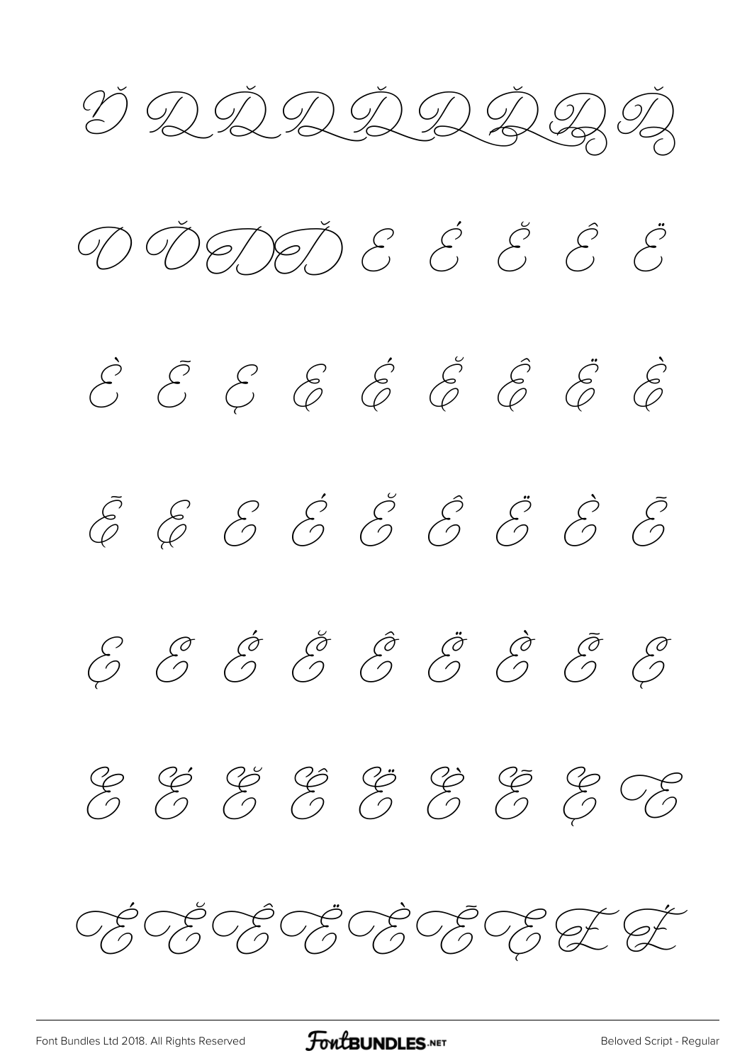Ď D Ď D Ď D Ď D Ď

D Ď D Ď E É Ĕ Ê Ë

È Ẽ Ę E É Ĕ Ê Ë È

Ẽ Ę E É Ĕ Ê Ë È Ẽ

Ę E É Ĕ Ê Ë È Ẽ Ę

E É Ĕ Ê Ë È Ẽ Ę E

É Ĕ Ê Ë È Ẽ Ę E É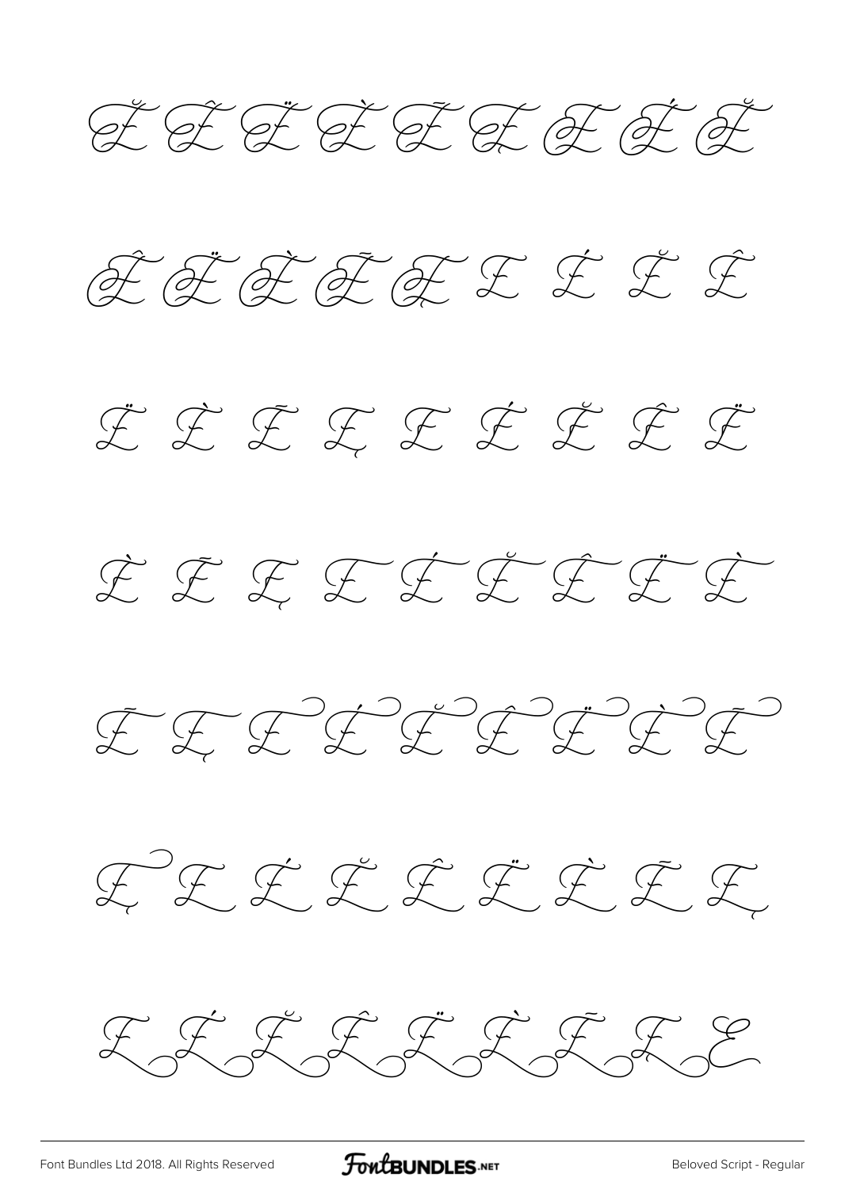Ĕ Ê Ë È Ē Ę E É Ĕ

Ê Ë È Ē Ę E É Ĕ Ê

Ë È Ē Ę E É Ĕ Ê Ë

È Ē Ę E É Ĕ Ê Ë È

Ē Ę E É Ĕ Ê Ë È Ē

Ę E É Ĕ Ê Ë È Ē Ę

E É Ĕ Ê Ë È Ē E E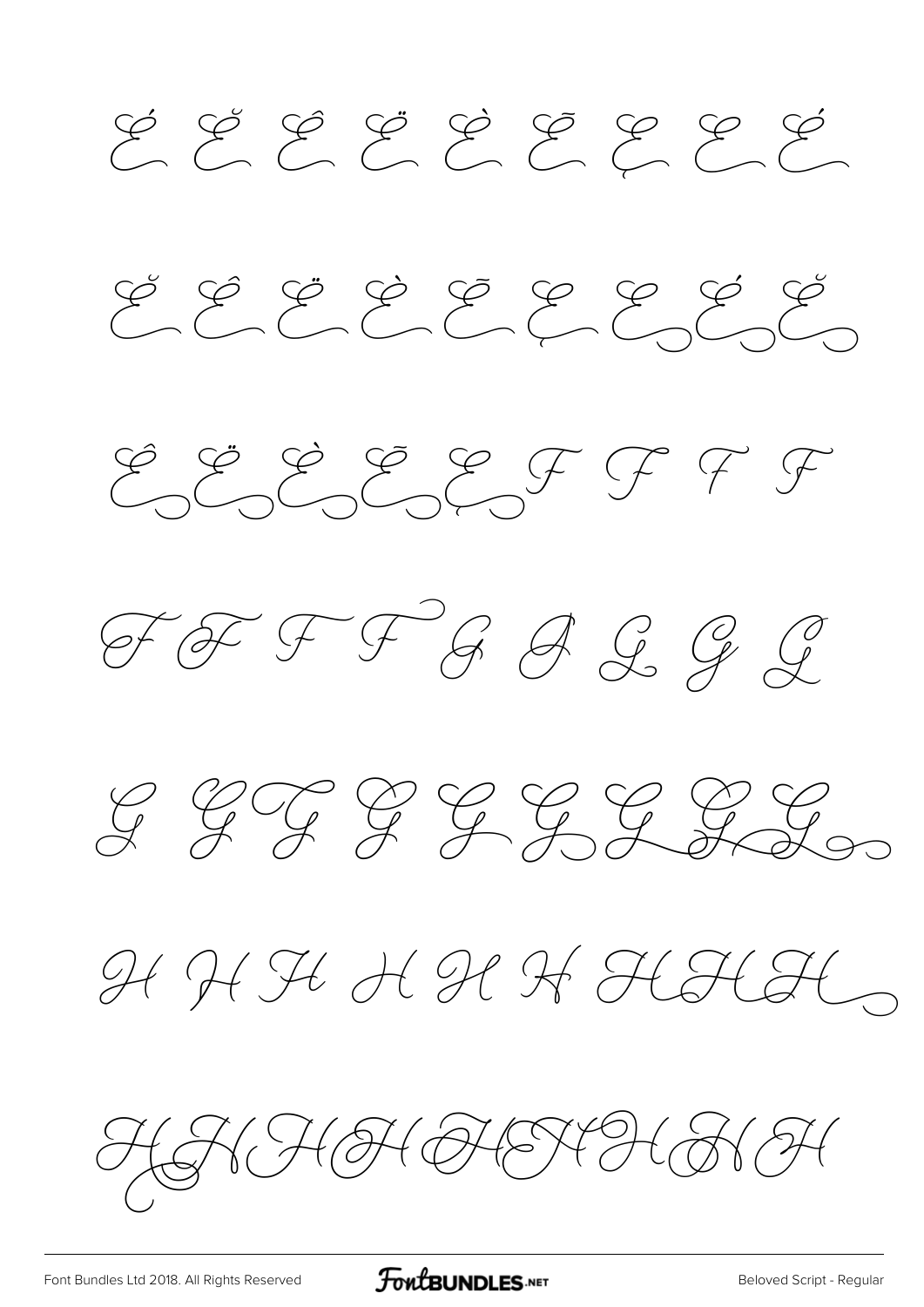É Ĕ Ê Ë È Ẽ Ȩ E É

Ĕ Ê Ë È Ẽ Ȩ E É Ĕ

Ê Ë È Ẽ Ȩ F F F F

F F F F G G G G G

G G G G G G G G G

H H H H H H H H H

H H H H H H H H H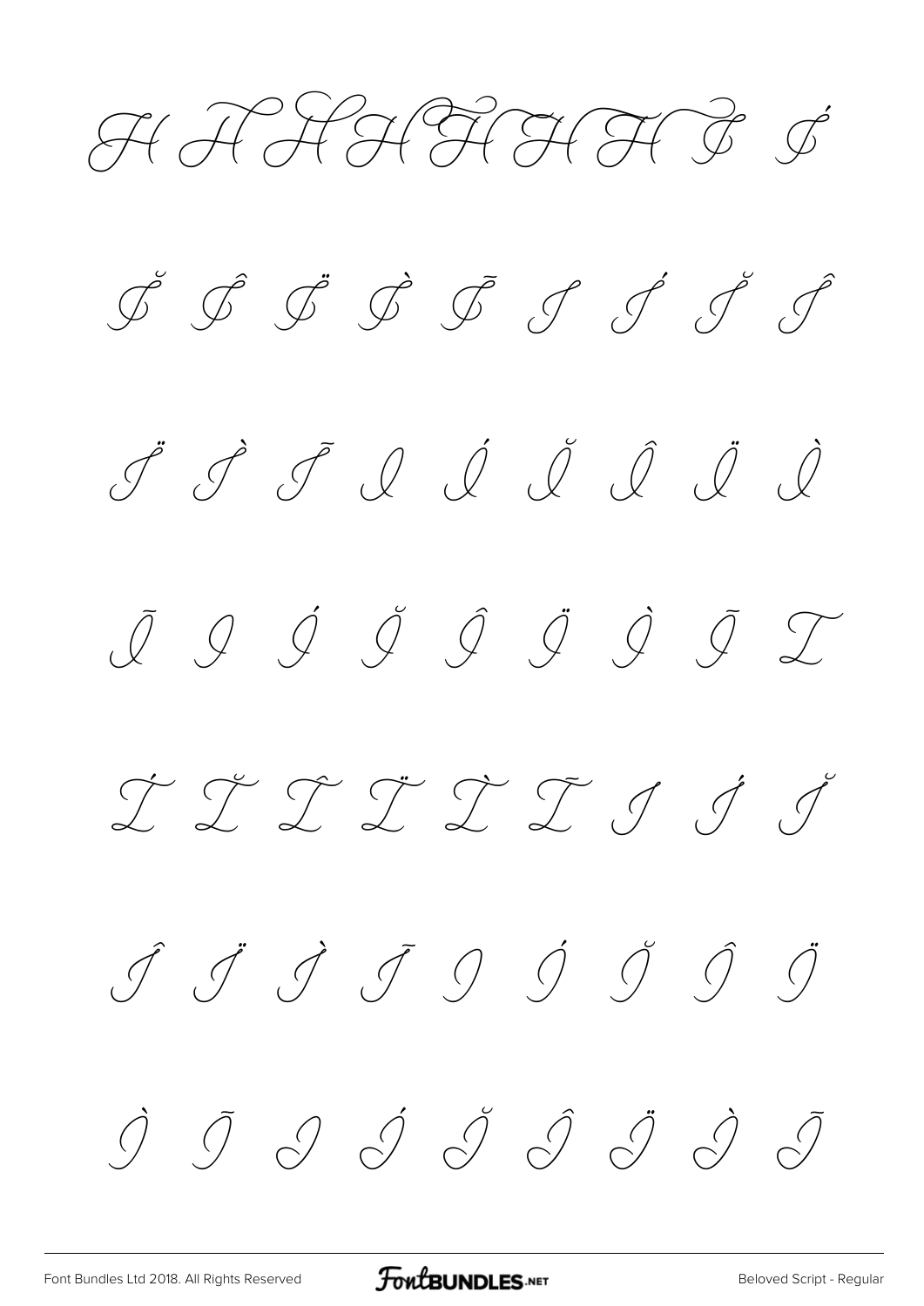H H H H H H H I Í

Ĭ Î Ï Ì Ĩ I Í Ĭ Î

Ï Ì Ĩ I Í Ĭ Î Ï Ì

Ĩ I Í Ĭ Î Ï Ì Ĩ I

Í Ĭ Î Ï Ì Ĩ I Í Ĭ

Î Ï Ì Ĩ I Í Ĭ Î Ï

Ì Ĩ I Í Ĭ Î Ï Ì Ĩ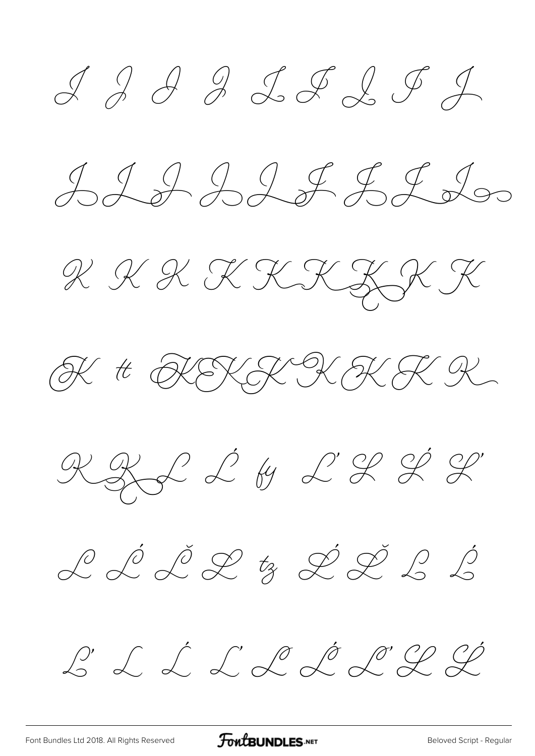I I I I I I I I I

I I I I I I I I I

K K K K K K K K K

K tt K K K K K K K

K K L Ĺ fy L' L L L'

L Ĺ Ľ L tz Ĺ Ľ L Ĺ

L' L Ĺ L' L Ĺ L' L Ĺ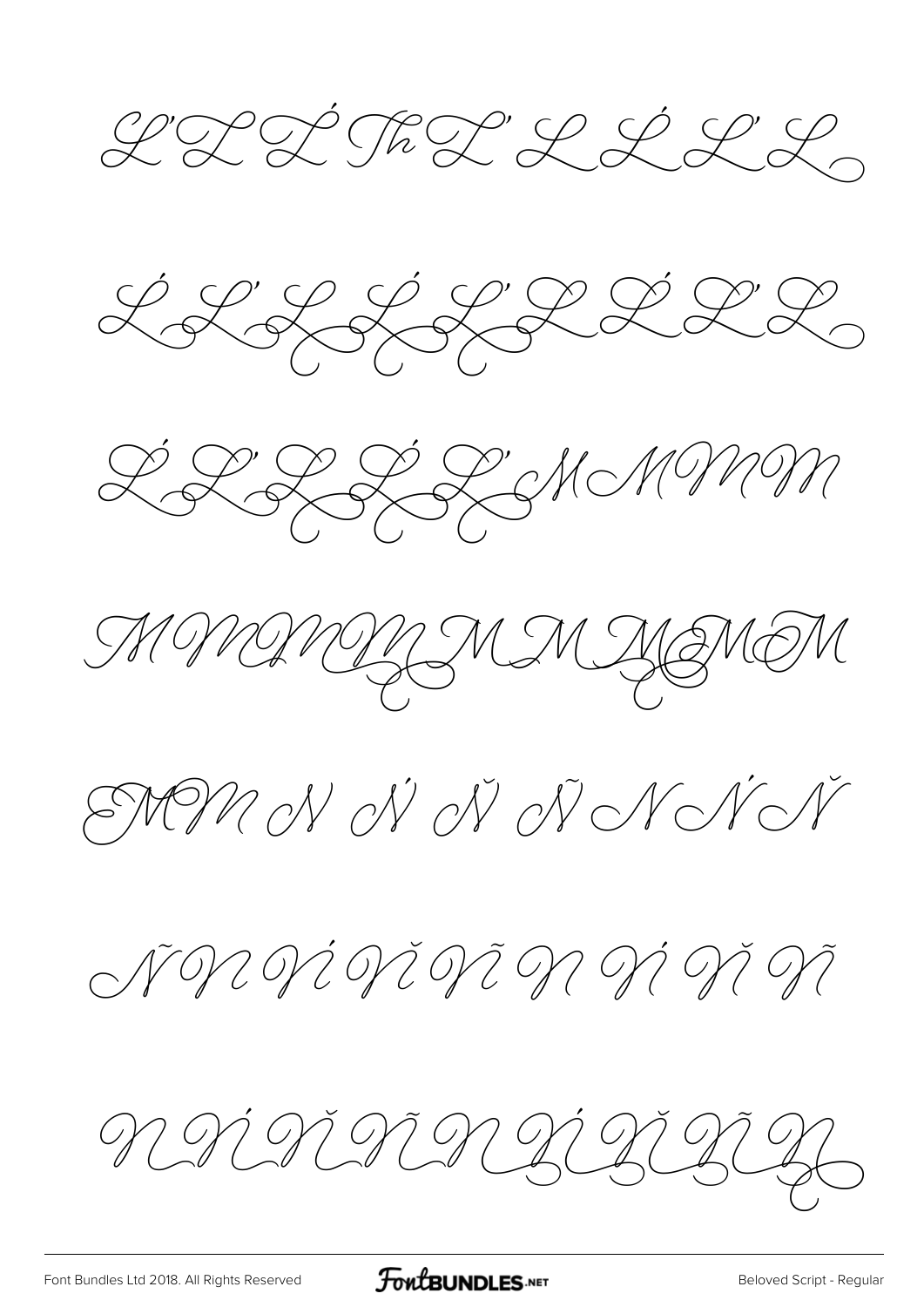Ľ Ľ Ľ Ĺ Th Ľ Ľ Ľ Ĺ Ľ Ľ

Ĺ Ľ Ľ Ĺ Ľ Ľ Ĺ Ľ Ľ

Ĺ Ľ Ľ Ĺ Ľ M M M M

M M M M M M M M M M

M M N Ń Ň Ñ N Ń Ň

Ñ N Ń Ň Ñ N Ń Ň Ñ

N Ń Ň Ñ N Ń Ň Ñ N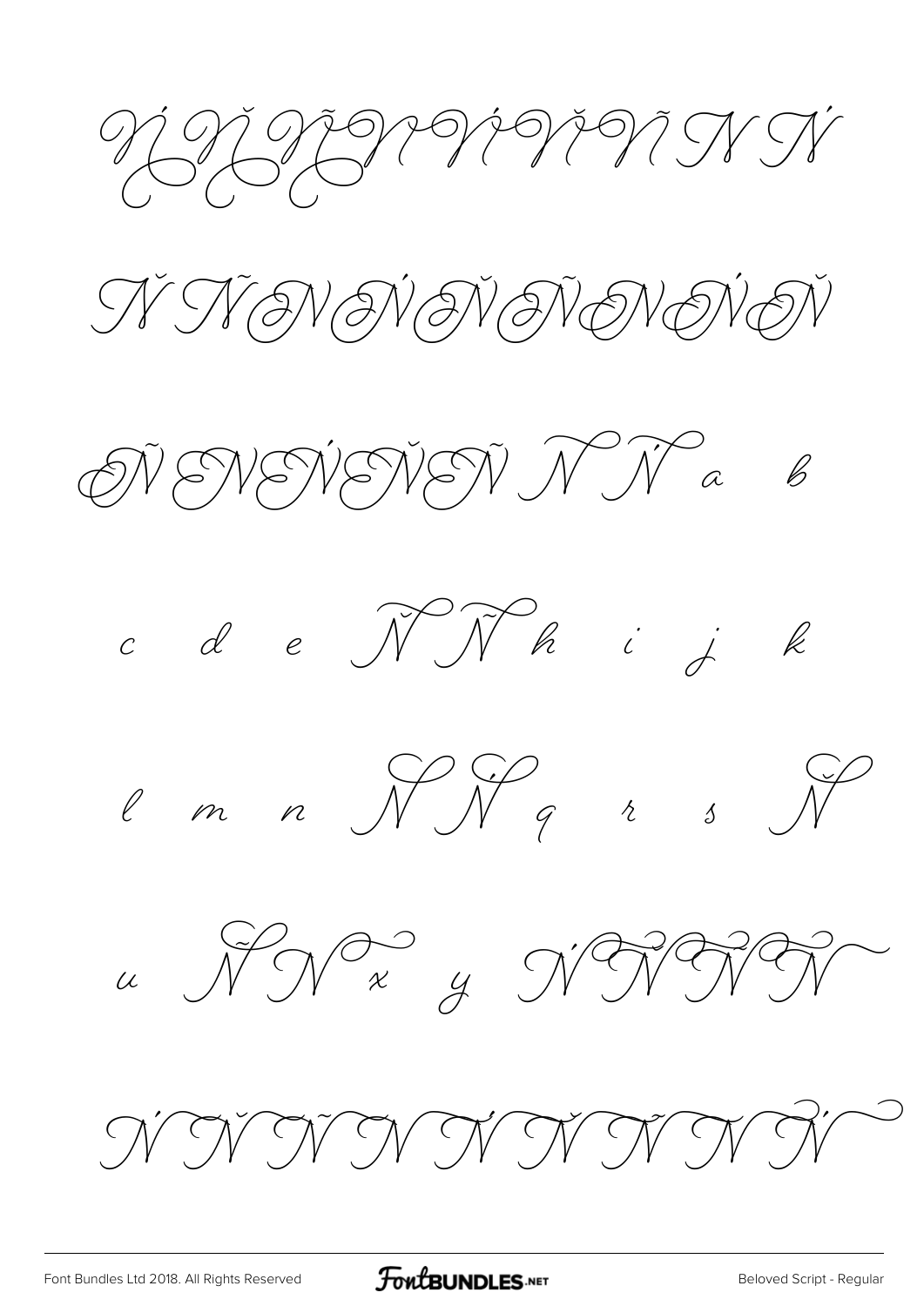Ń Ň Ñ Ń Ň Ñ N Ń

Ň Ñ N Ń Ň Ñ N Ń Ň

Ñ N Ń Ň Ñ N Ń a b

c d e Ň Ñ h i j k

l m n N Ń q r s Ň

u Ñ N x y Ń Ň Ñ N

N Ń Ň Ñ N Ń Ň Ñ N Ń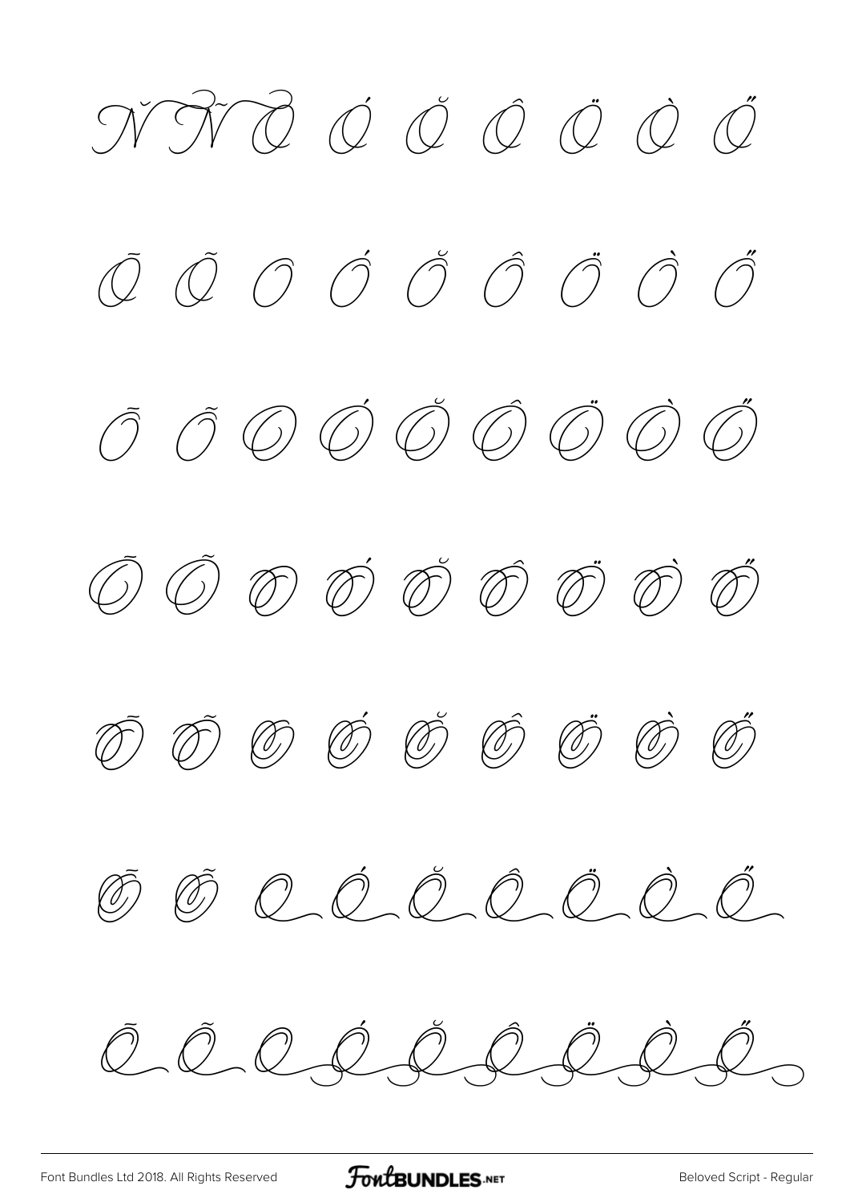Ň Ñ Ó Ó Ŏ Ô Ö Ò Ő

Õ Õ O Ó Ŏ Ô Ö Ò Ő

Õ Õ O Ó Ŏ Ô Ö Ò Ő

Õ Õ O Ó Ŏ Ô Ö Ò Ő

Õ Õ O Ó Ŏ Ô Ö Ò Ő

Õ Õ O Ó Ŏ Ô Ö Ò Ő

Õ Õ O Ó Ŏ Ô Ö Ò Ő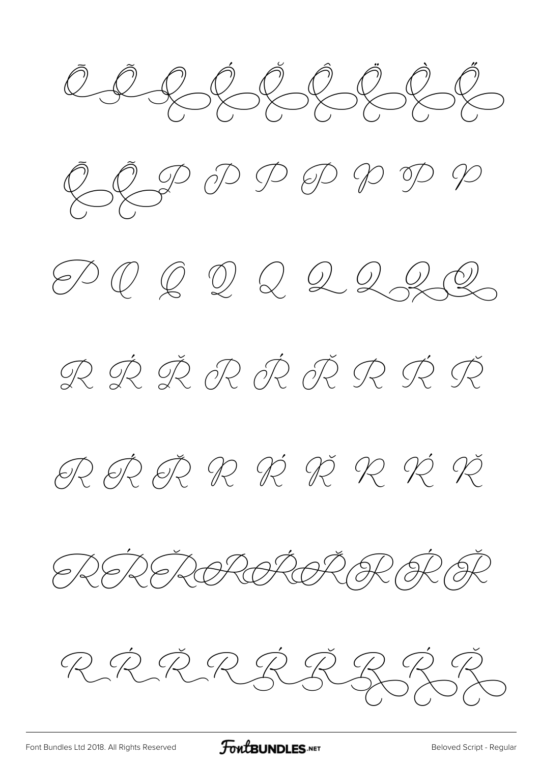Ō Ŏ Ø Ó Ŏ Ô Ö Ò Ő

Ō Õ P P P P P P P

P Q Q Q Q Q Q Q Q

R Ŕ Ř R Ŕ Ř R Ŕ Ř

R Ŕ Ř R Ŕ Ř R Ŕ Ř

R Ŕ Ř R Ŕ Ř R Ŕ Ř

R Ŕ Ř R Ŕ Ř R Ŕ Ř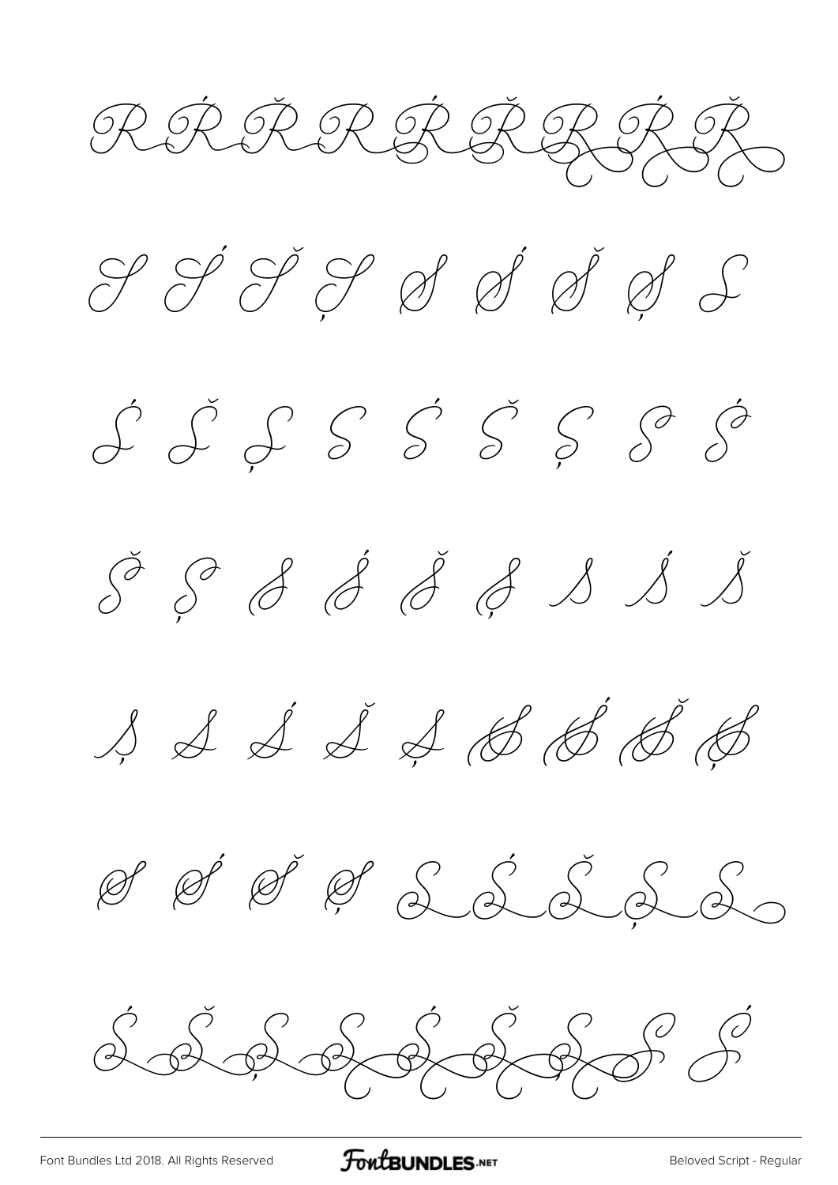R Ŕ Ř R Ŕ Ř R Ŕ Ř

S Ś Š Ş S Ś Š Ş S

Ś Š Ş S Ś Š Ş S Ś

Š Ş S Ś Š Ş S Ś Š

Ş S Ś Š Ş S Ś Š Ş

S Ś Š Ş S Ś Š Ş S

Ś Š Ş S Ś Š Ş S Ś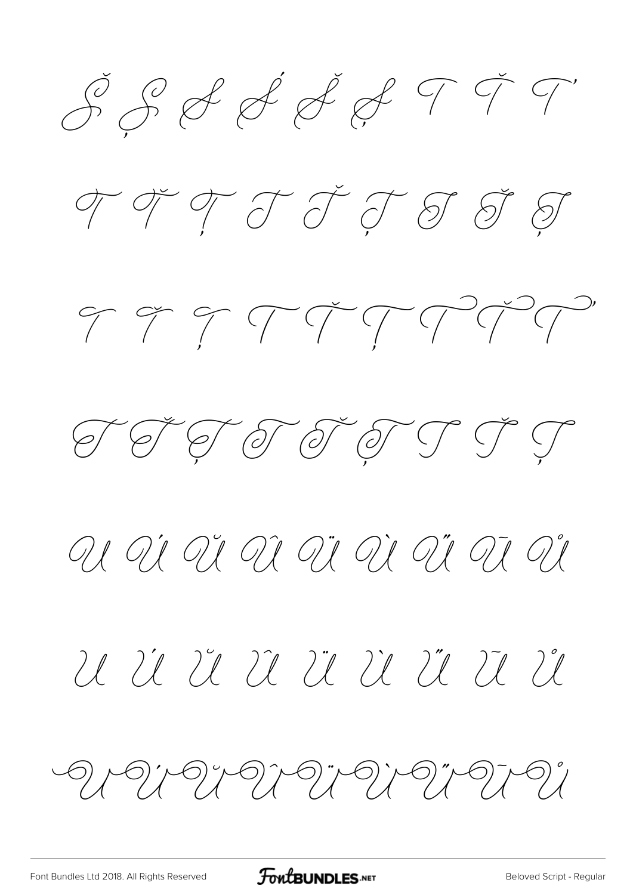Š Ș Ś Ś Š Ș T Ť Ţ

T Ť Ţ T Ť Ţ T Ť Ţ

T Ť Ţ T Ť Ţ T Ť Ţ

T Ť Ţ T Ť Ţ T Ť Ţ

U Ú Ŭ Û Ü Ù Ű Ū Ů

U Ú Ŭ Û Ü Ù Ű Ū Ů

U Ú Ŭ Û Ü Ù Ű Ū Ů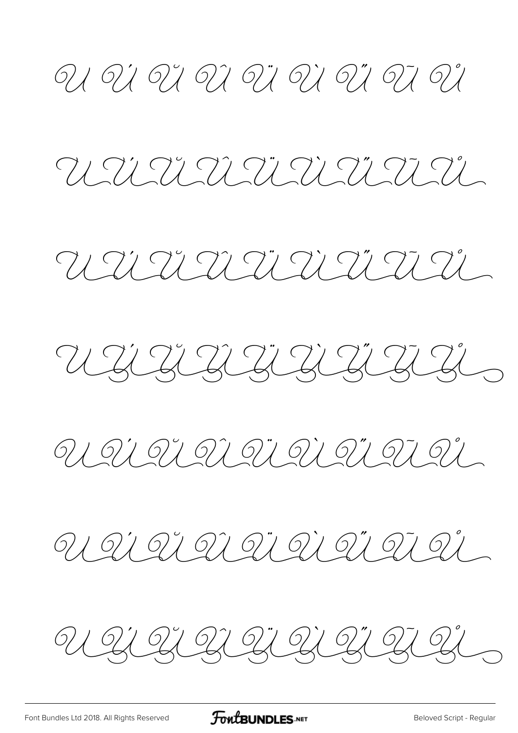U Ú Ŭ Û Ü Ù Ű Ū Ů

UÚŬÛÜÙŰŪŮ

UÚŬÛÜÙŰŪŮ

UÚŬÛÜÙŰŪŮ

UÚŬÛÜÙŰŪŮ

UÚŬÛÜÙŰŪŮ

UÚŬÛÜÙŰŪŮ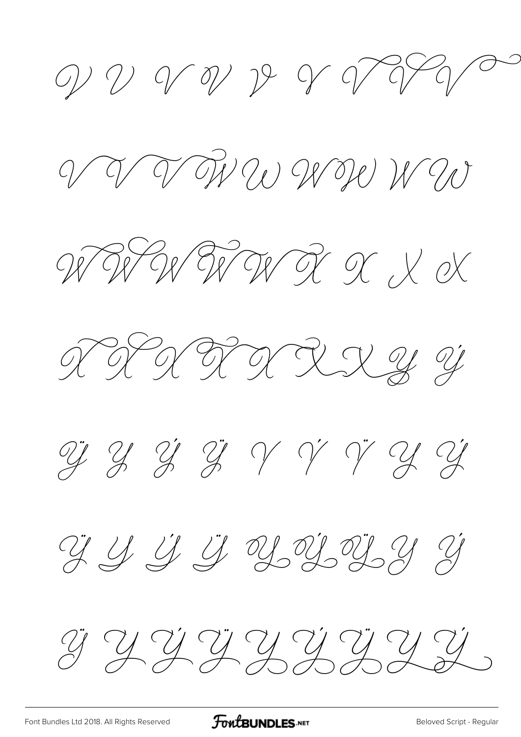V V V V V V V V V

V V V W W W W W W

W W W W W X X X X

X X X X X X X Y Ý

Ÿ Y Ý Ÿ Y Ý Ÿ Y Ý

Ÿ Y Ý Ÿ Y Ý Ÿ Y Ý

Ÿ Y Ý Ÿ Y Ý Ÿ Y Ý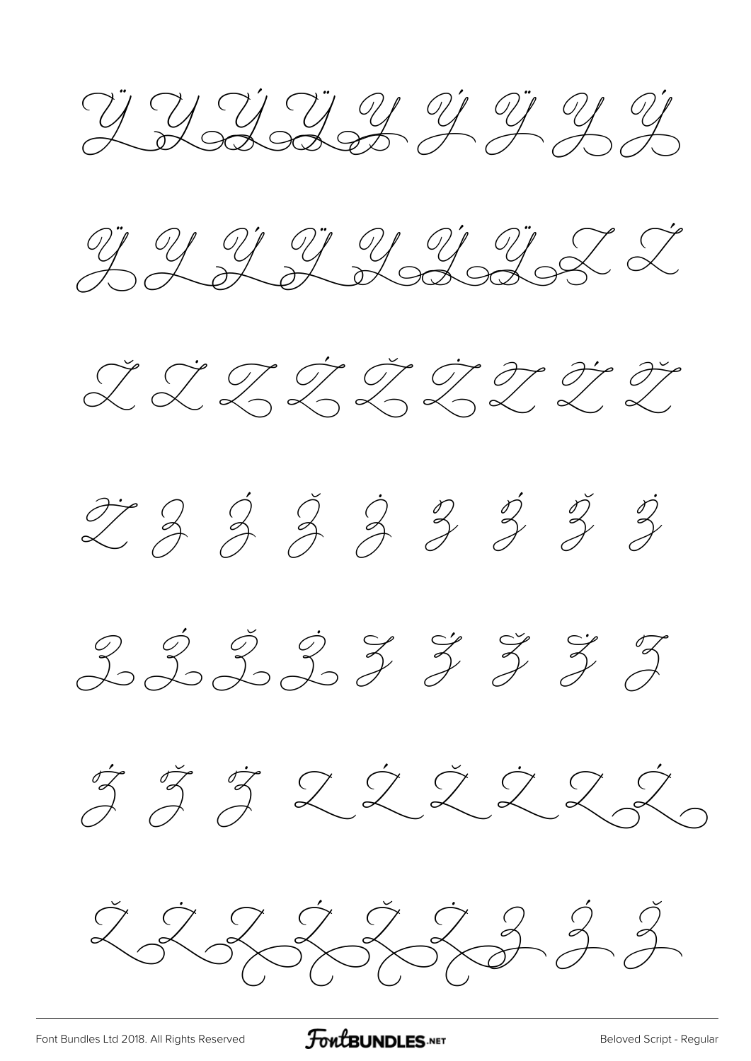Ÿ Ý Ý Ÿ Ý Ý Ÿ Ý Ý

Ÿ Ý Ý Ÿ Ý Ý Ÿ Z Ź

Ž Ż Z Ź Ž Ż Z Ź Ž

Ż ʒ ʒ́ ǯ ʒ̇ ʒ ʒ́ ǯ ʒ̇

ʒ ʒ́ ǯ ʒ̇ ʒ ʒ́ ǯ ʒ̇ ʒ

ʒ́ ǯ ʒ̇ Z Ź Ž Ż Z Ź

Ž Ż Z Ź Ž Ż ʒ ʒ́ ǯ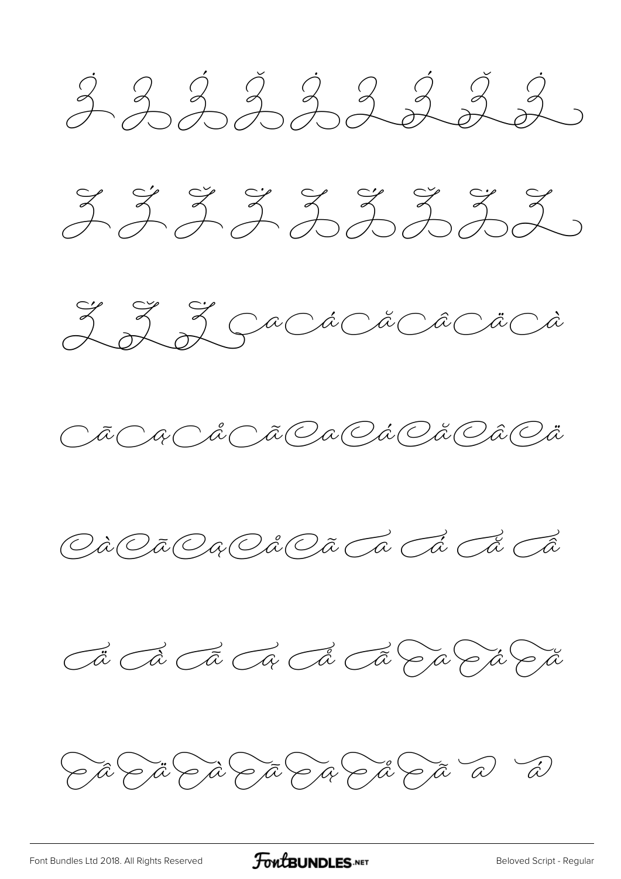Ż Ż Ź Ž Ż Ż Ź Ž Ż

Ž Ź Ž Ż Ž Ź Ž Ż Ž

Ž Ž Ž a á ă â ä à

ã ą å ã a á ă â ä

à ā ą å ã a á ă â

ä à ā ą å ã a á ă

â ä à ā ą å ã a á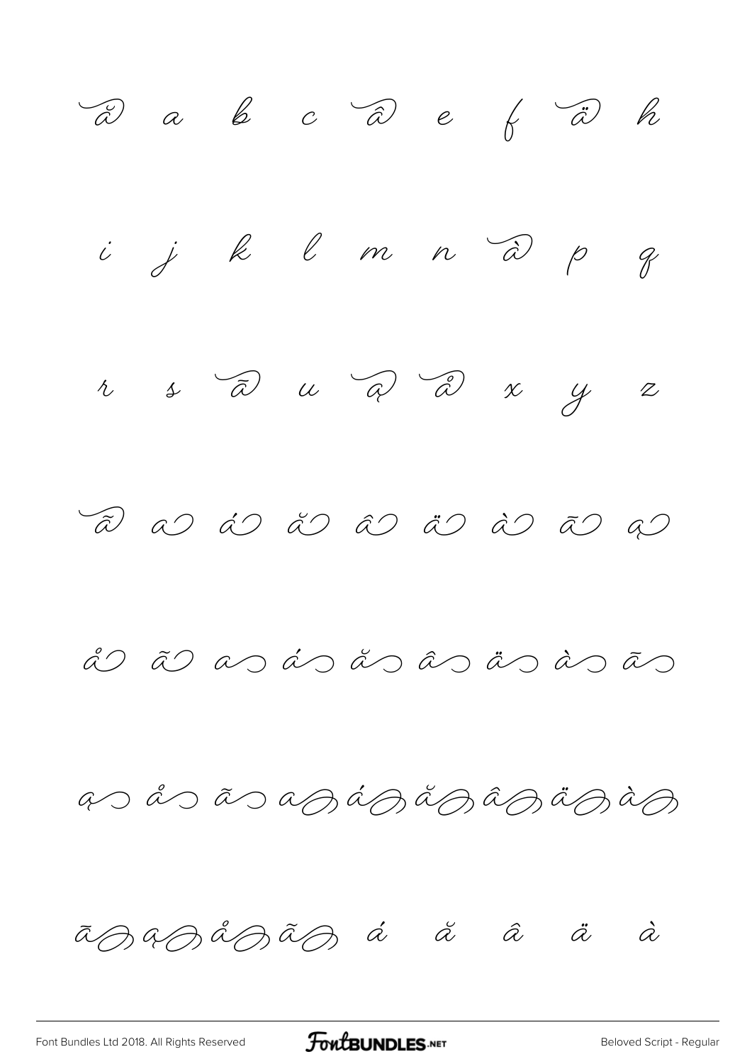ă a b c â e f ä h

i j k l m n à p q

r s ā u ą å x y z

ã a á ă â ä à ā ą

å ã a á ă â ä à ā

ą å ã a á ă â ä à

ā ą å ã á ă â ä à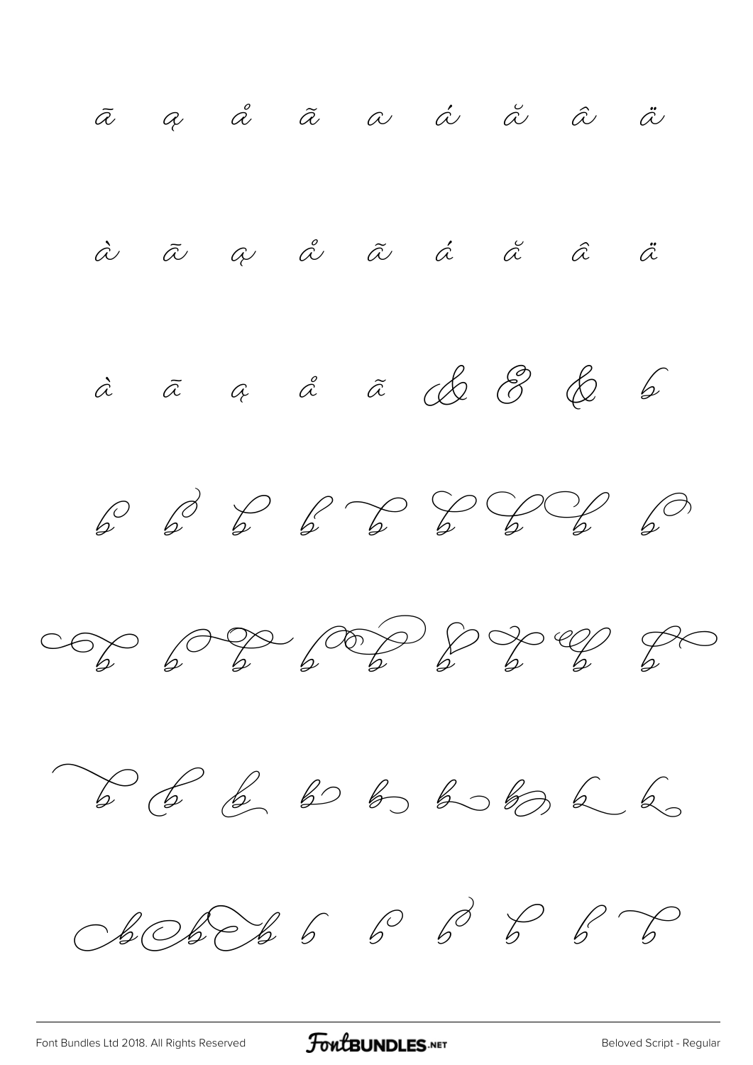ā ą å ã a á ă â ä

à ā ą å ã á ă â ä

à ā ą å ã & & & b

b b b b b b b b b

b b b b b b b b b

b b b b b b b b b

b b b b b b b b b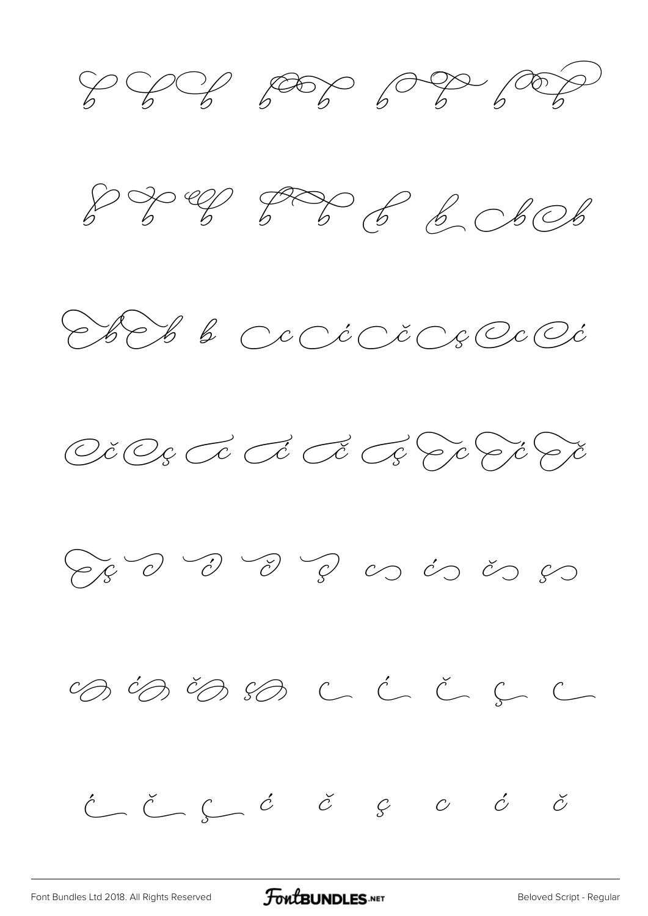b b b b b b b b b

b b b b b b b b b

b b b c ć č ç c ć

č ç c ć č ç c ć č

ç c ć č ç c ć č ç

c ć č ç c ć č ç c

ć č ç ć č ç c ć č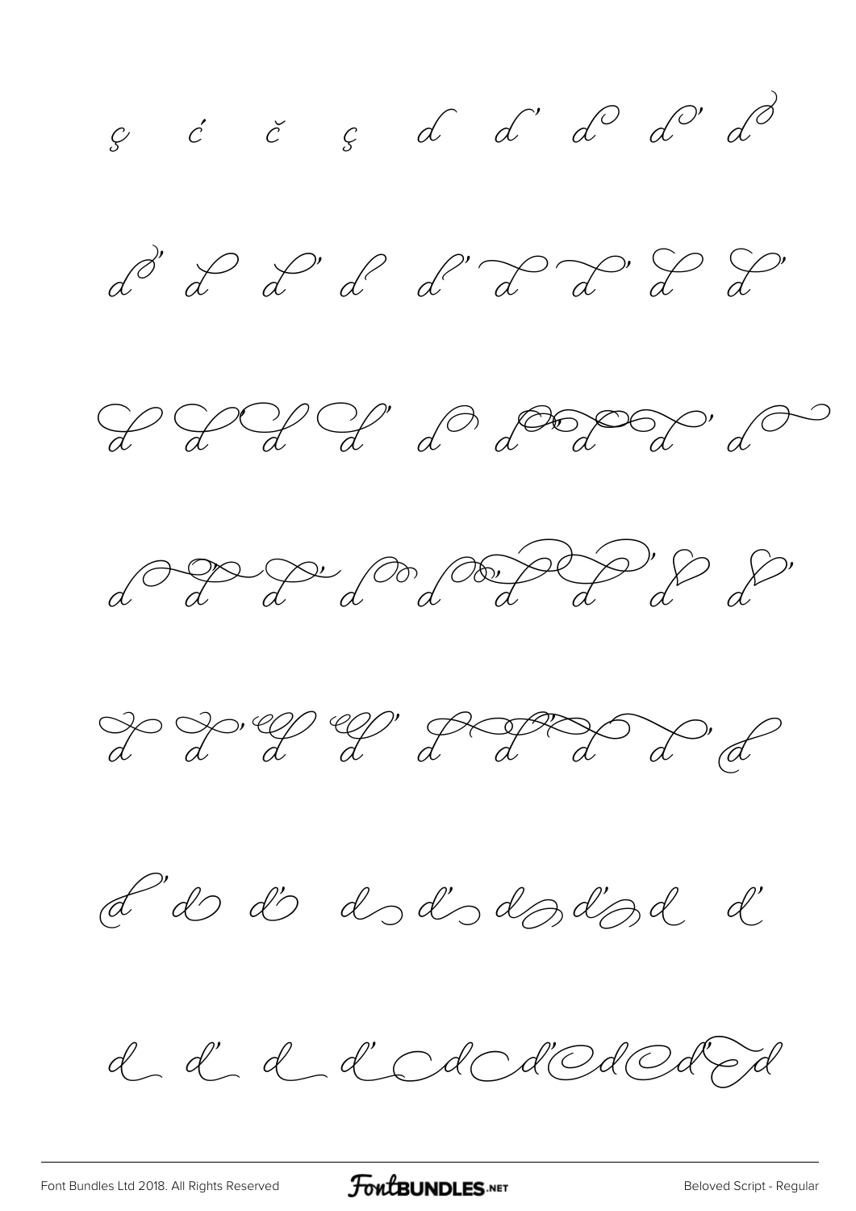ç ć č ç d d' d d' d

d d d d d' d d d d

d d d d d d d d d

d d d d d d d d d

d d d d d d d d d

d d d' d d' d d' d d'

d d' d d' d d' d d' d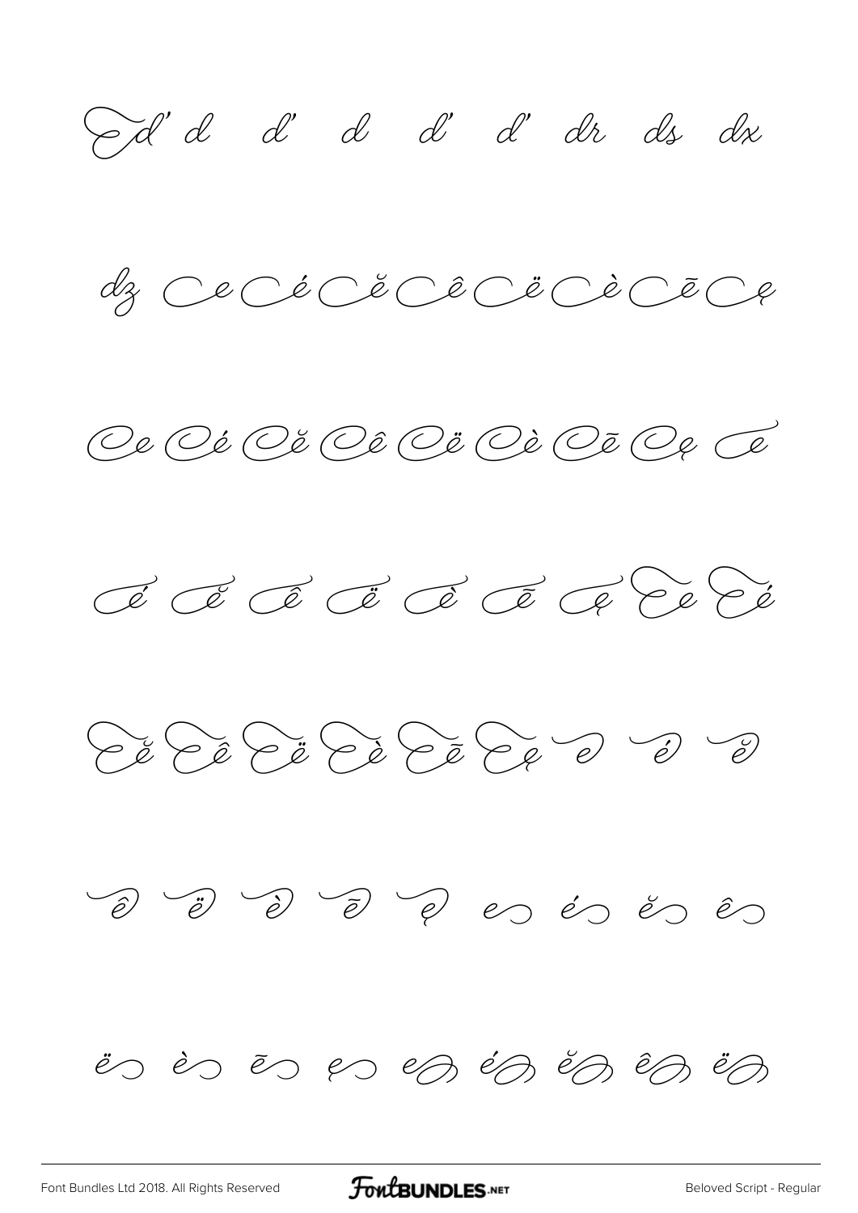d' d d' d d' d' dr ds dx

dz e é ĕ ê ë è ē ę

e é ĕ ê ë è ē ę e

é ĕ ê ë è ē ę e é

ĕ ê ë è ē ę e é ĕ

ê ë è ē ę e é ĕ ê

ë è ē ę e é ĕ ê ë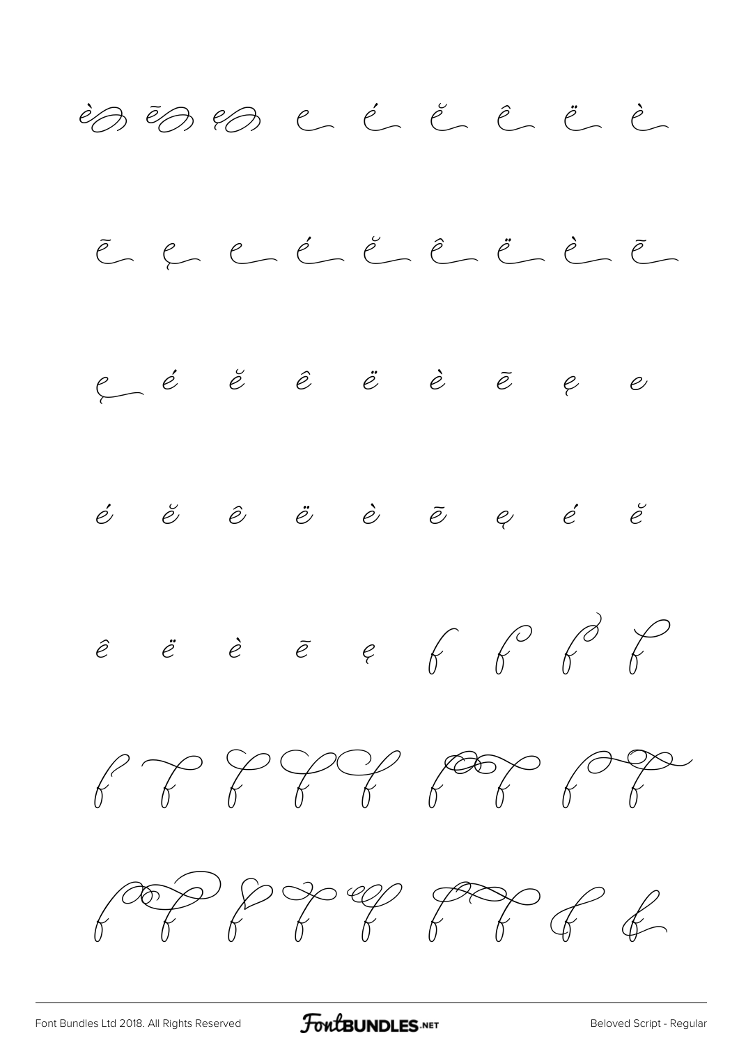è ē ę e é ĕ ê ë è

ē ę e é ĕ ê ë è ē

ę é ĕ ê ë è ē ę e

é ĕ ê ë è ē ę é ĕ

ê ë è ē ę f f f f

f f f f f f f f f

f f f f f f f f f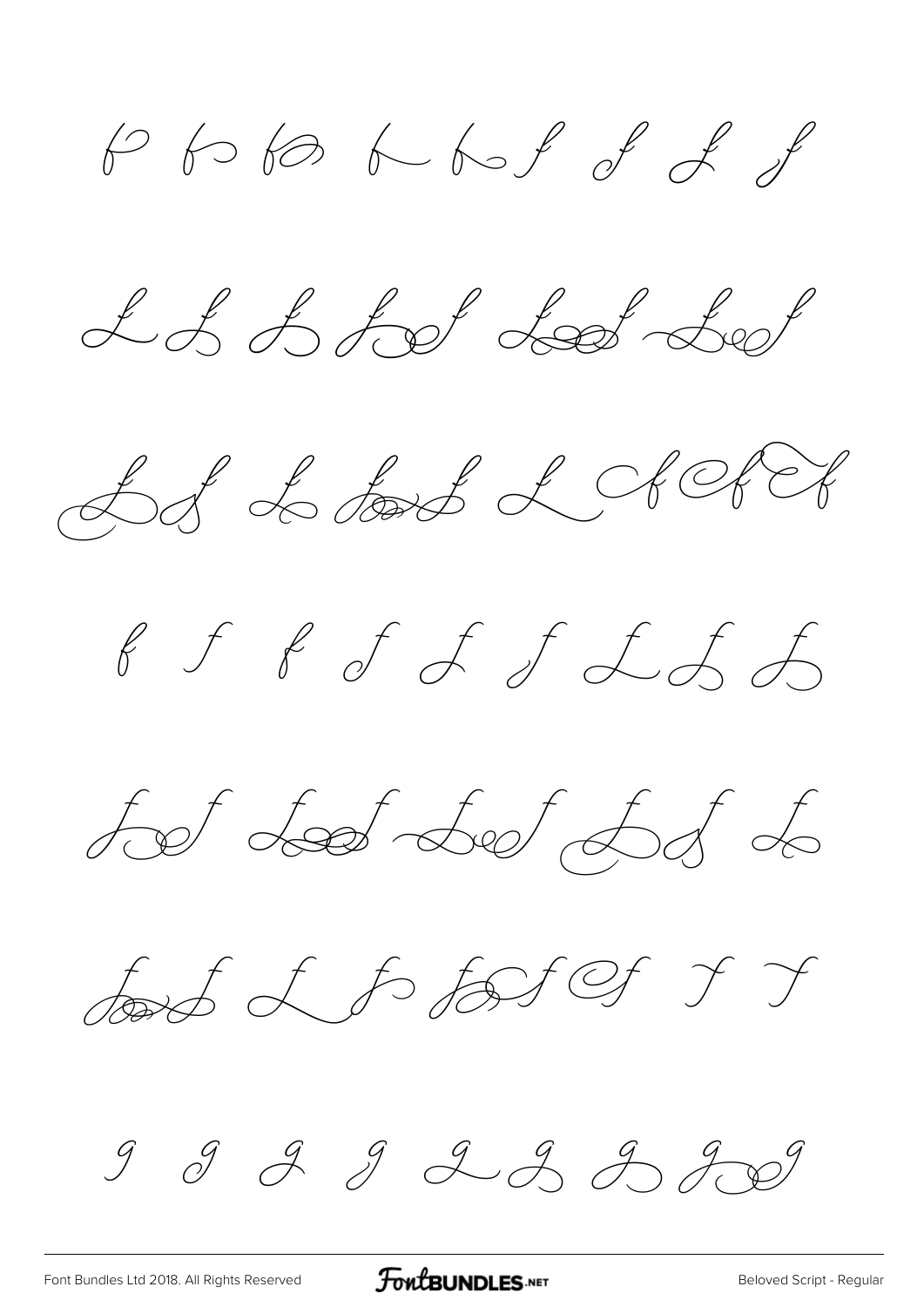f f f f f f f f f

f f f f f f

f f f f f f f

f f f f f f f f f

f f f f f

f f f f f f f

g g g g g g g g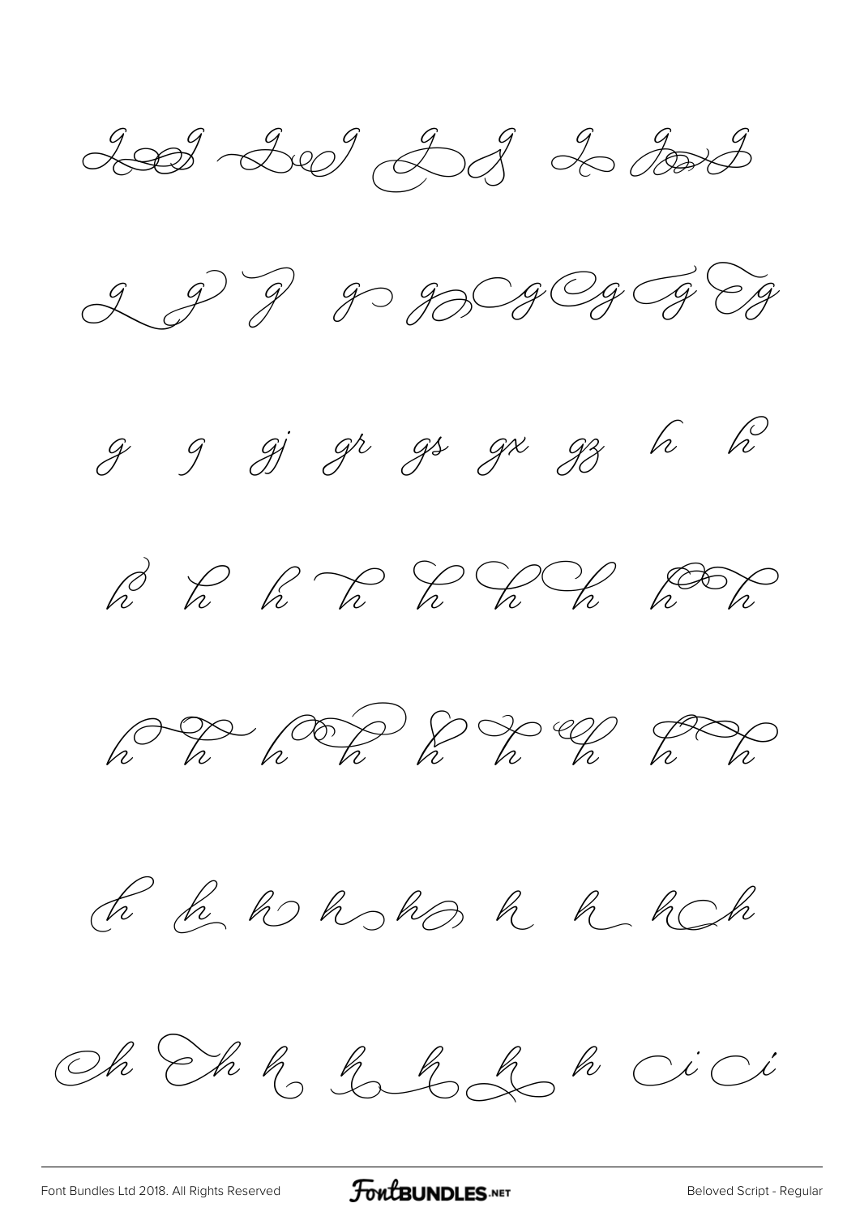g g g g g g g g g g g g g

g gj gr gs gx gz h h

h h h h h h h h h

h h h h h h h h

h h h h h h h h h

h h h h h h h ci ci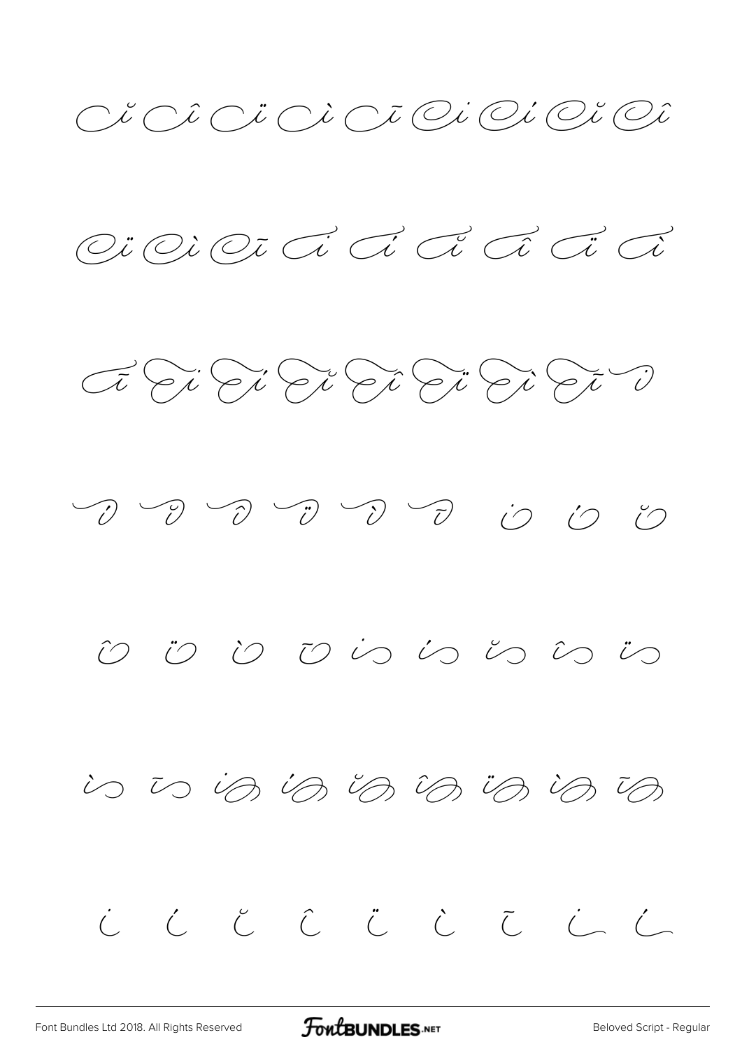Cĭ Cî Cï Cì Cī Cí Cí Cĭ Cî

Cï Cì Cī Cí Cí Cĭ Cî Cï Cì

Cī Cí Cí Cĭ Cî Cï Cì Cī í

í ĭ î ï ì ī ó ó ŏ

ô ö ò ō ís ís ĭs îs ïs

ìs īs ís ís ĭs îs ïs ìs īs

í í ĭ î ï ì ī í í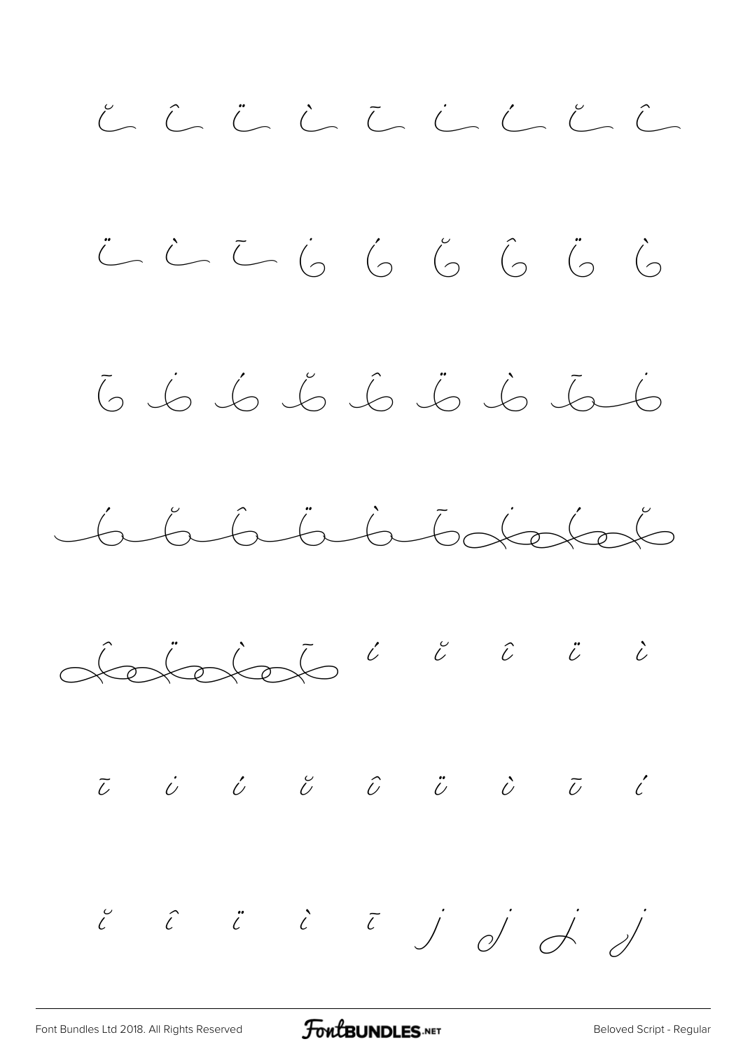ĭ î ï ì ī i í ĭ î

ï ì ī i í ĭ î ï ì

ī i í ĭ î ï ì ī i

í ĭ î ï ì ī i í ĭ

î ï ì ī í ĭ î ï ì

ī i í ĭ î ï ì ī í

ĭ î ï ì ī j j j j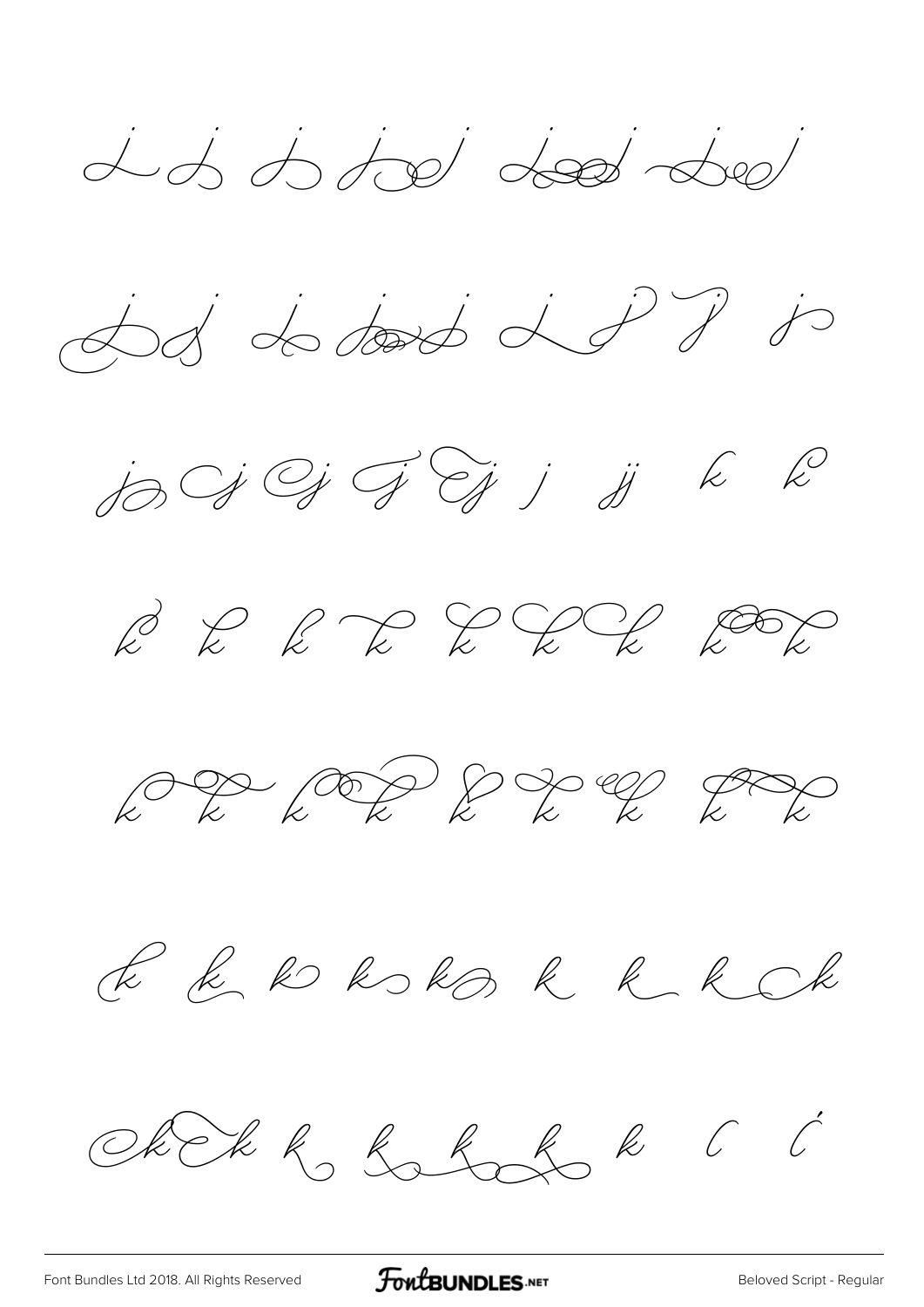j j j j j j

j j j j j j j j

j j j j j j jj k k

k k k k k k k k

k k k k k k k k

k k k k k k k k k

k k k k k k k l ĺ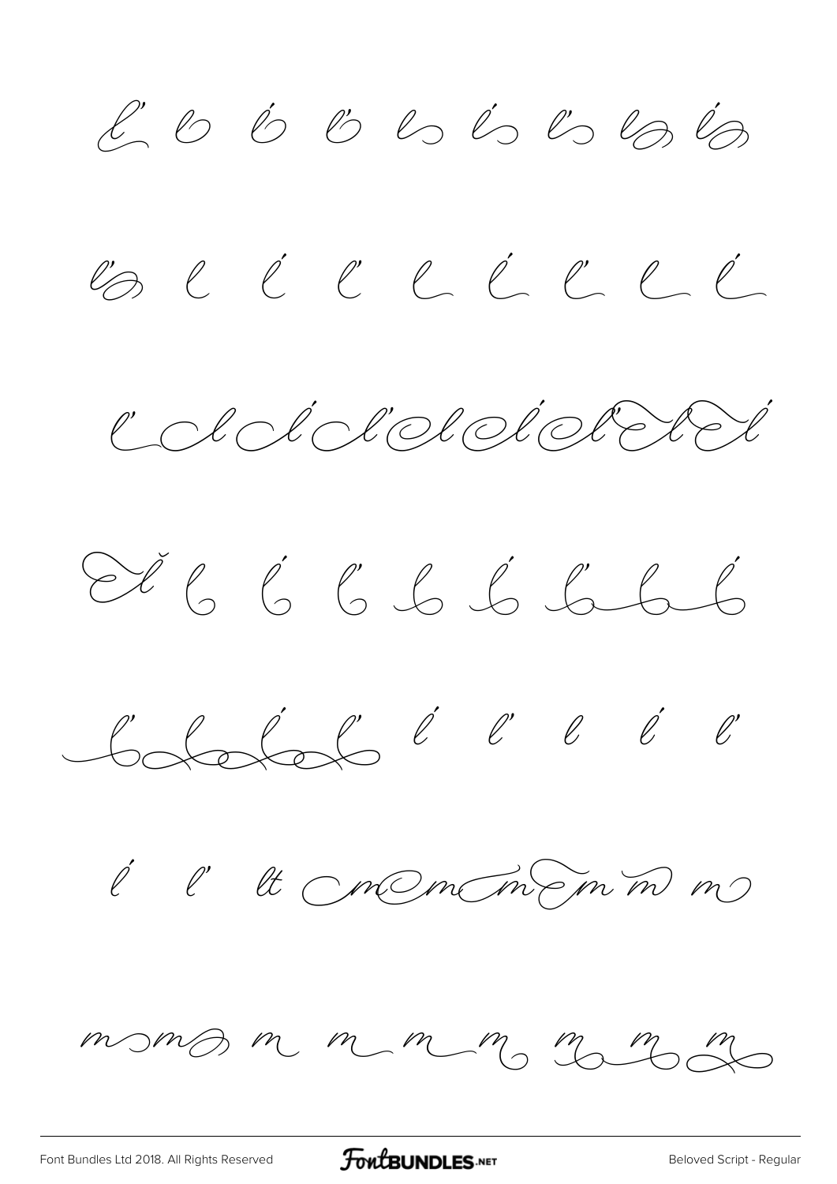l' l ĺ l' l ĺ l' l ĺ

l l ĺ l' l ĺ l' l ĺ

l' l ĺ l' l ĺ l' l ĺ

l ľ l ĺ l' l ĺ l' l ĺ

l' l ĺ l' ĺ l' l ĺ l'

ĺ l' lt m m m m m m

m m m m m m m m m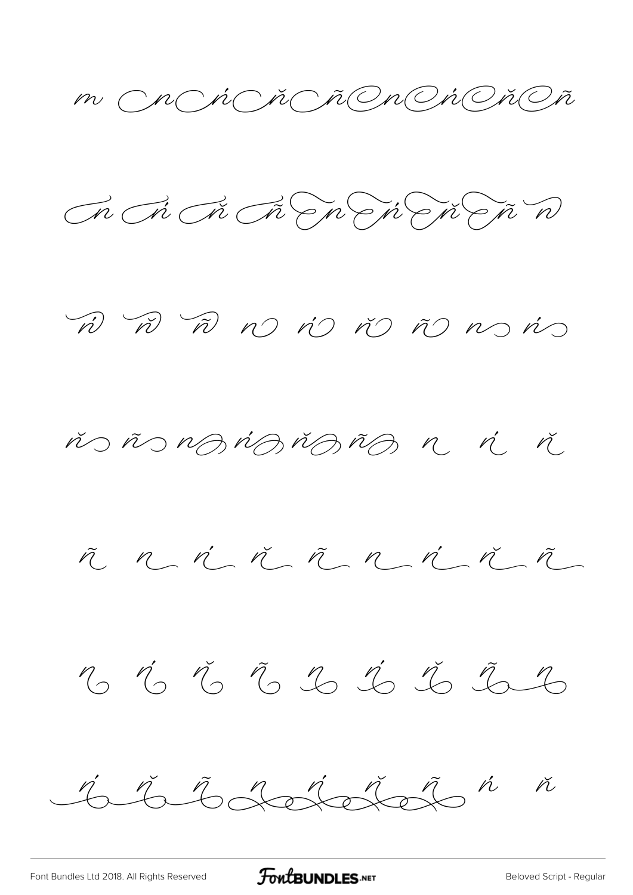m n ń ň ñ n ń ň ñ

n ń ň ñ n ń ň ñ n

ń ň ñ n ń ň ñ n ń

ň ñ n ń ň ñ n ń ň

ñ n ń ň ñ n ń ň ñ

n ń ň ñ n ń ň ñ n

ń ň ñ n ń ň ñ ń ň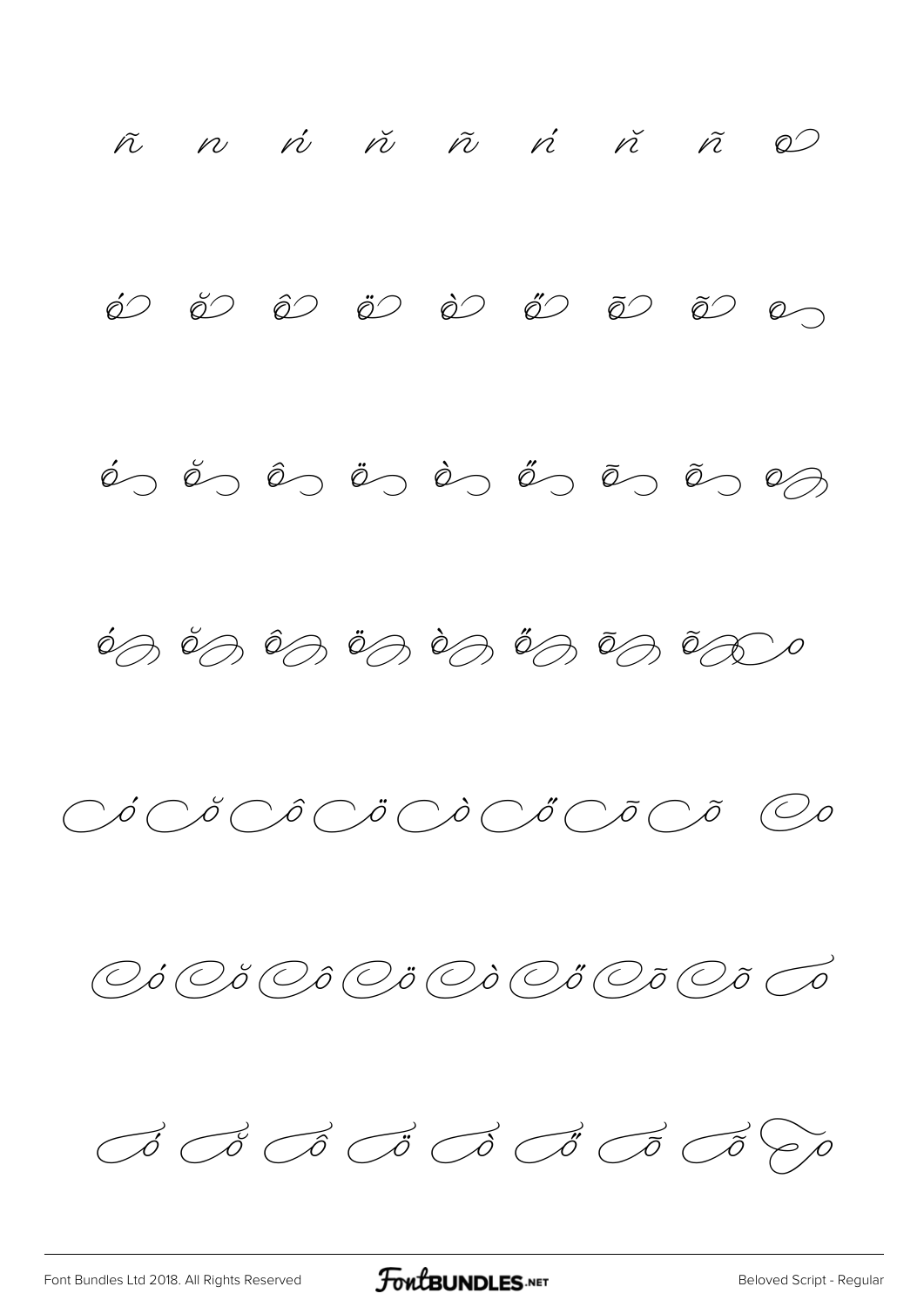ñ n ń ň ñ ń ň ñ 

ó ŏ ô ö ò ő ō õ 

ó ŏ ô ö ò ő ō õ 

ó ŏ ô ö ò ő ō õ 

ó ŏ ô ö ò ő ō õ 

ó ŏ ô ö ò ő ō õ 

ó ŏ ô ö ò ő ō õ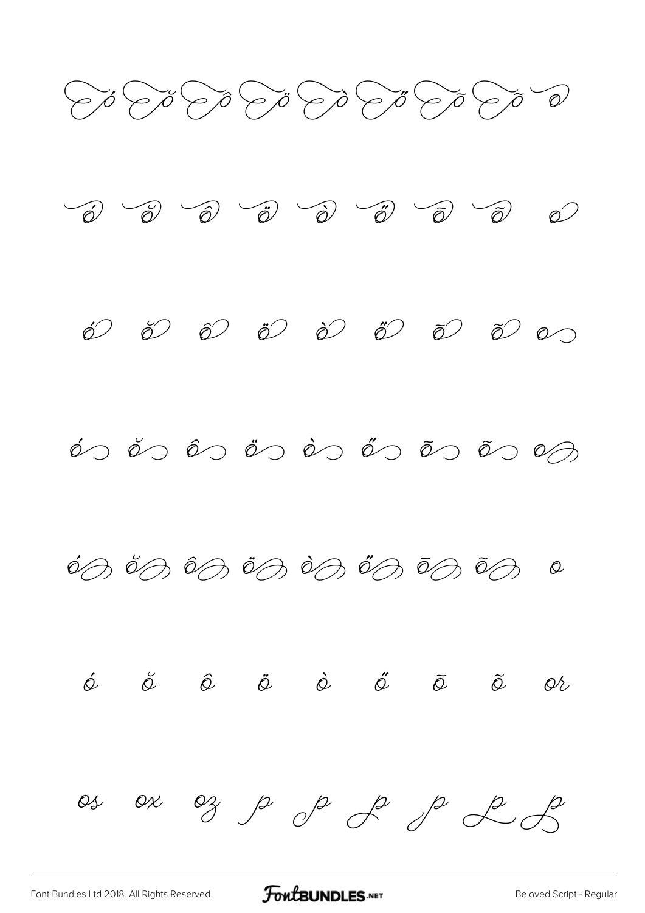ó ŏ ô ö ò ő ō õ o

ó ŏ ô ö ò ő ō õ o

ó ŏ ô ö ò ő ō õ o

ó ŏ ô ö ò ő ō õ o

ó ŏ ô ö ò ő ō õ o

ó ŏ ô ö ò ő ō õ or

os ox oz p p p p p p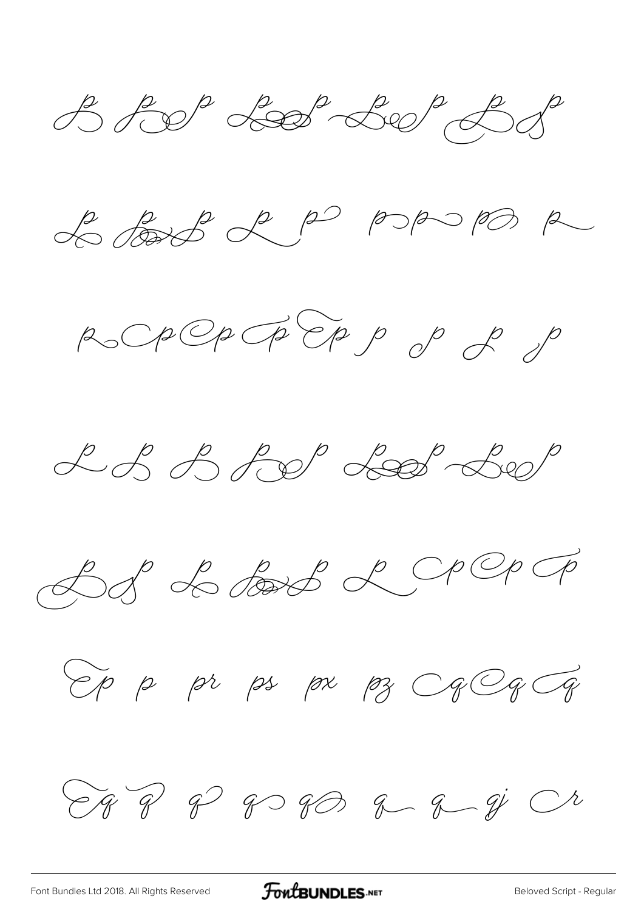p p p p p

p p p p p p p p

p p p p p p p p p

p p p p p p

p p p p p p p

p p pr ps px pz q q q

q q q q q q q qj r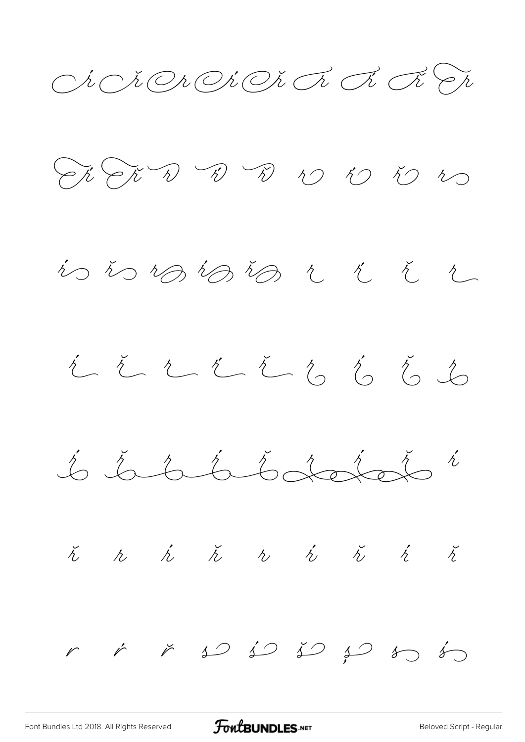ŕ ř r ŕ ř r ŕ ř r

ŕ ř r ŕ ř r ŕ ř r

ŕ ř r ŕ ř r ŕ ř r

ŕ ř r ŕ ř r ŕ ř r

ŕ ř r ŕ ř r ŕ ř ŕ

ř r ŕ ř r ŕ ř ŕ ř

r ŕ ř s ś š ş s ś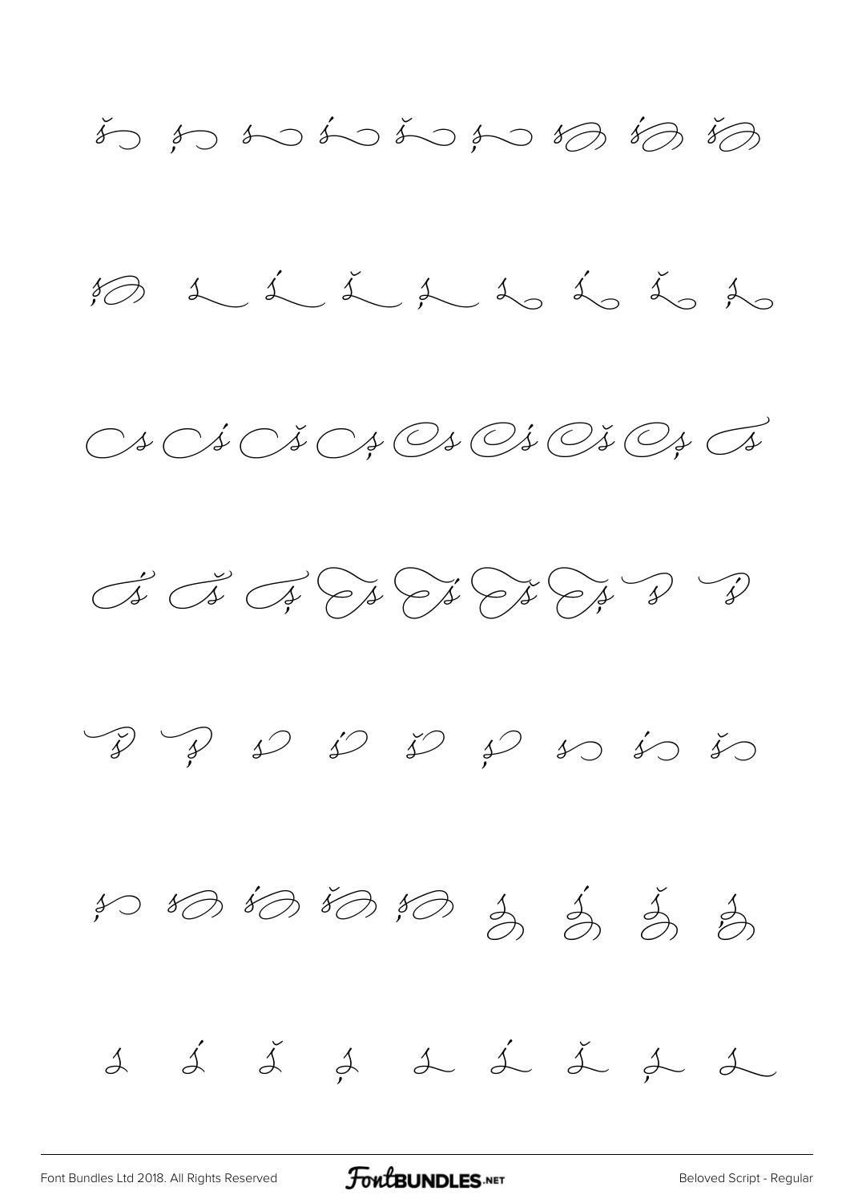š ş s ś š ş s ś š

ş s ś š ş s ś š ş

s ś š ş s ś š ş s

ś š ş s ś š ş s ś

š ş s ś š ş s ś š

ş s ś š ş s ś š ş

s ś š ş s ś š ş s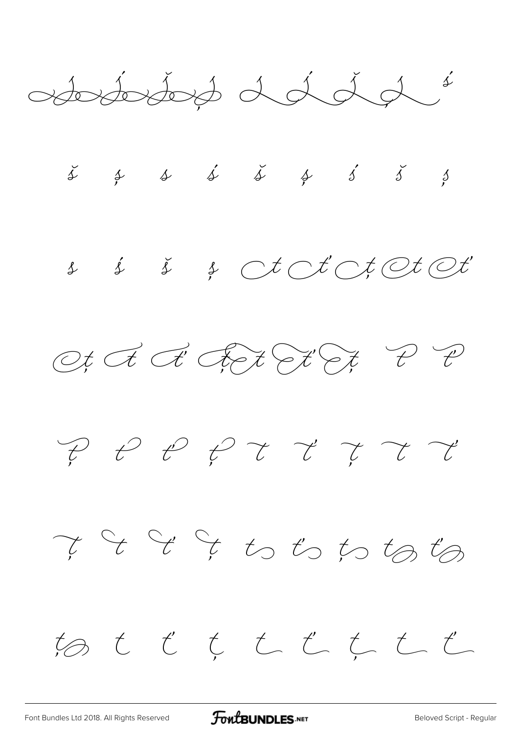ś š ş s ś š ş ś š ş

s ś š ş

ť ţ ť ţ ť ţ ť ť ţ

ť ţ ť ţ ť ţ ť ţ

ť ţ ť ţ ť ţ ť ţ

ţ t ť ţ t ť ţ t ť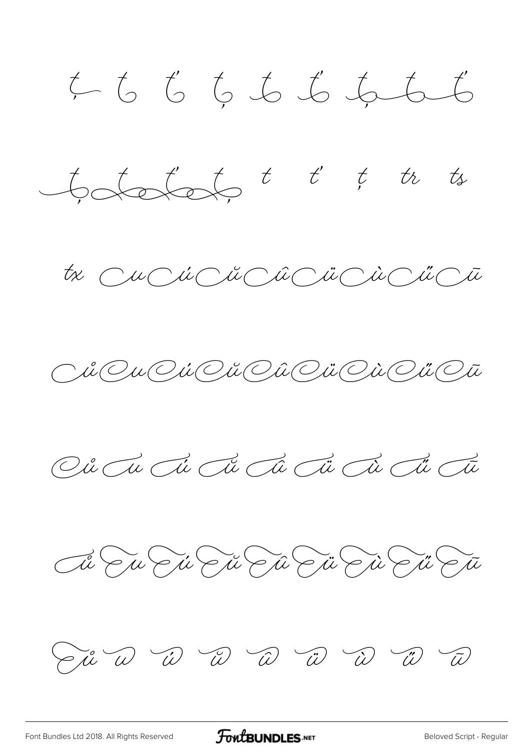ţ ť ť ţ ť ť ţ ť ť

ţ ť ť ţ t ť ţ tr ts

tx u ú ŭ û ü ù ű ū

ů u ú ŭ û ü ù ű ū

ů u ú ŭ û ü ù ű ū

ů u ú ŭ û ü ù ű ū

ů w ẃ ŵ ŵ ẅ ẁ ŵ ŵ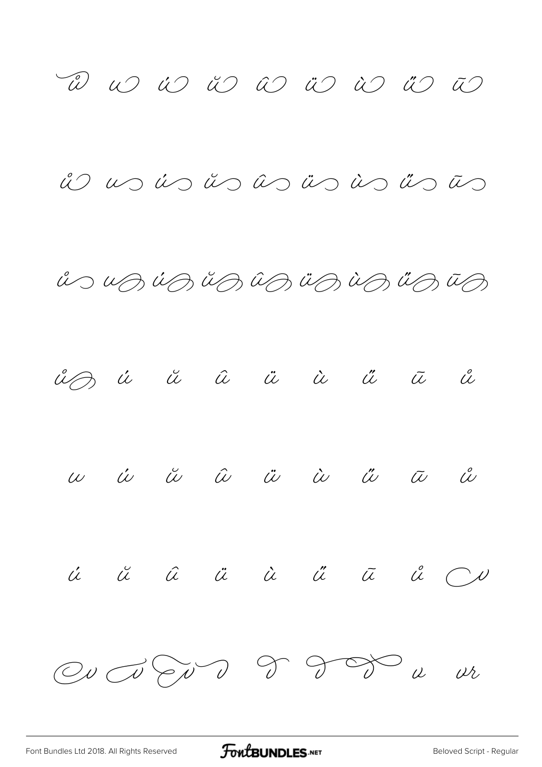ů u ú ŭ û ü ù ű ū

ů u ú ŭ û ü ù ű ū

ů u ú ŭ û ü ù ű ū

ů ú ŭ û ü ù ű ū ů

u ú ŭ û ü ù ű ū ů

ú ŭ û ü ù ű ū ů v

v v v v v v v v vr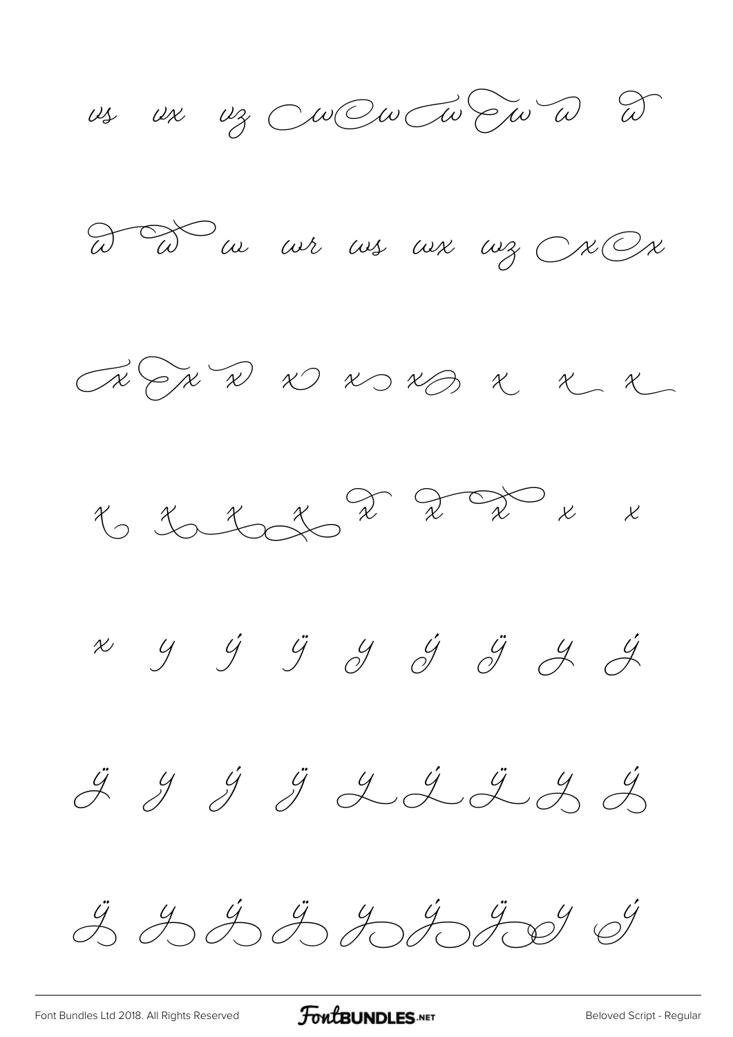vs vx vz w w w w w w

w w w wr ws wx wz x x

x x x x x x x x x

x x x x x x x x x

x y ý ÿ y ý ÿ y ý

ÿ y ý ÿ y ý ÿ y ý

ÿ y ý ÿ y ý ÿ y ý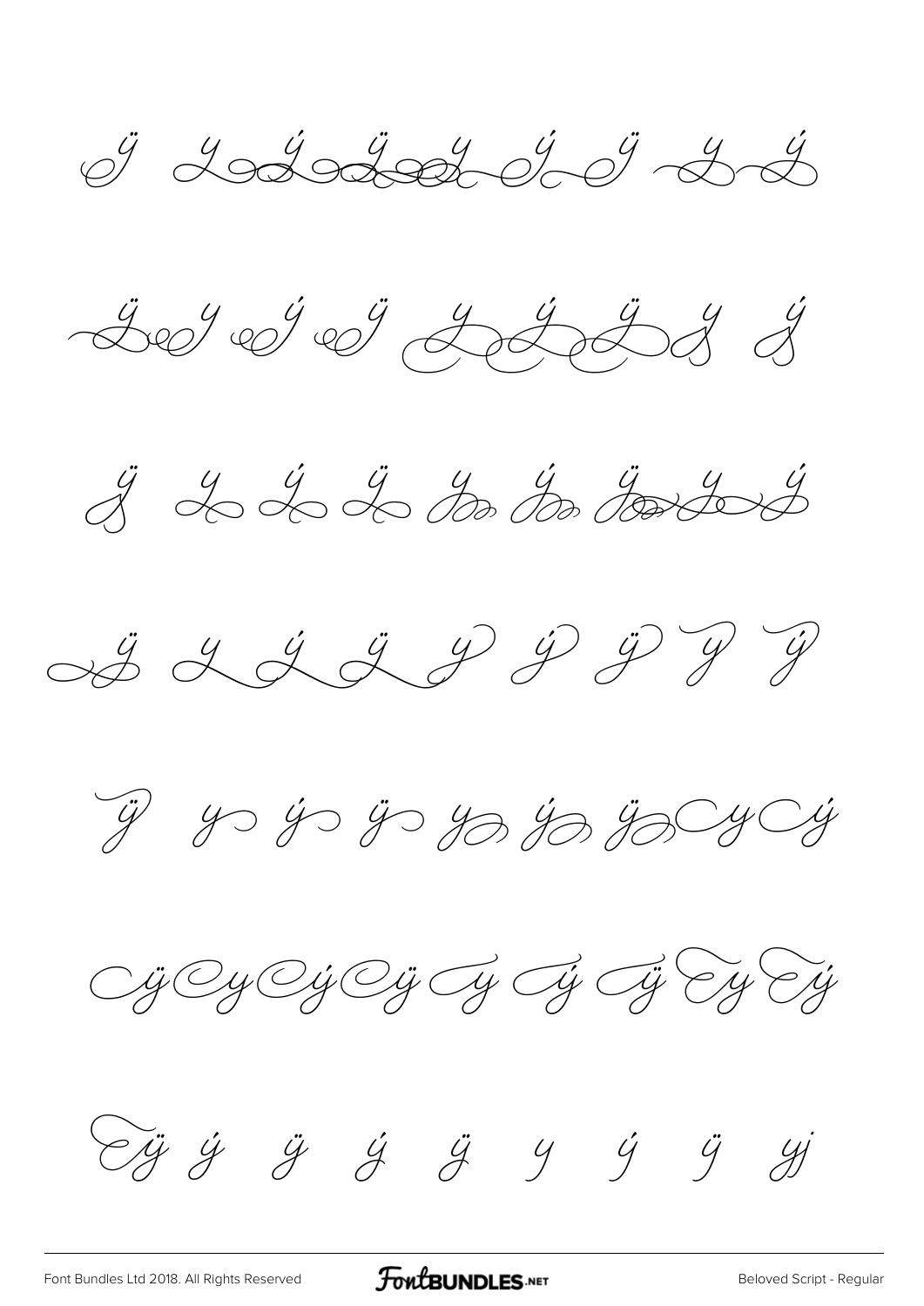ÿ y ý ÿ y ý ÿ y ý

ÿ y ý ÿ y ý ÿ y ý

ÿ y ý ÿ y ý ÿ y ý

ÿ y ý ÿ y ý ÿ y ý

ÿ y ý ÿ y ý ÿ y ý

ÿ y ý ÿ y ý ÿ y ý

ÿ ý ÿ ý ÿ y ý ÿ yj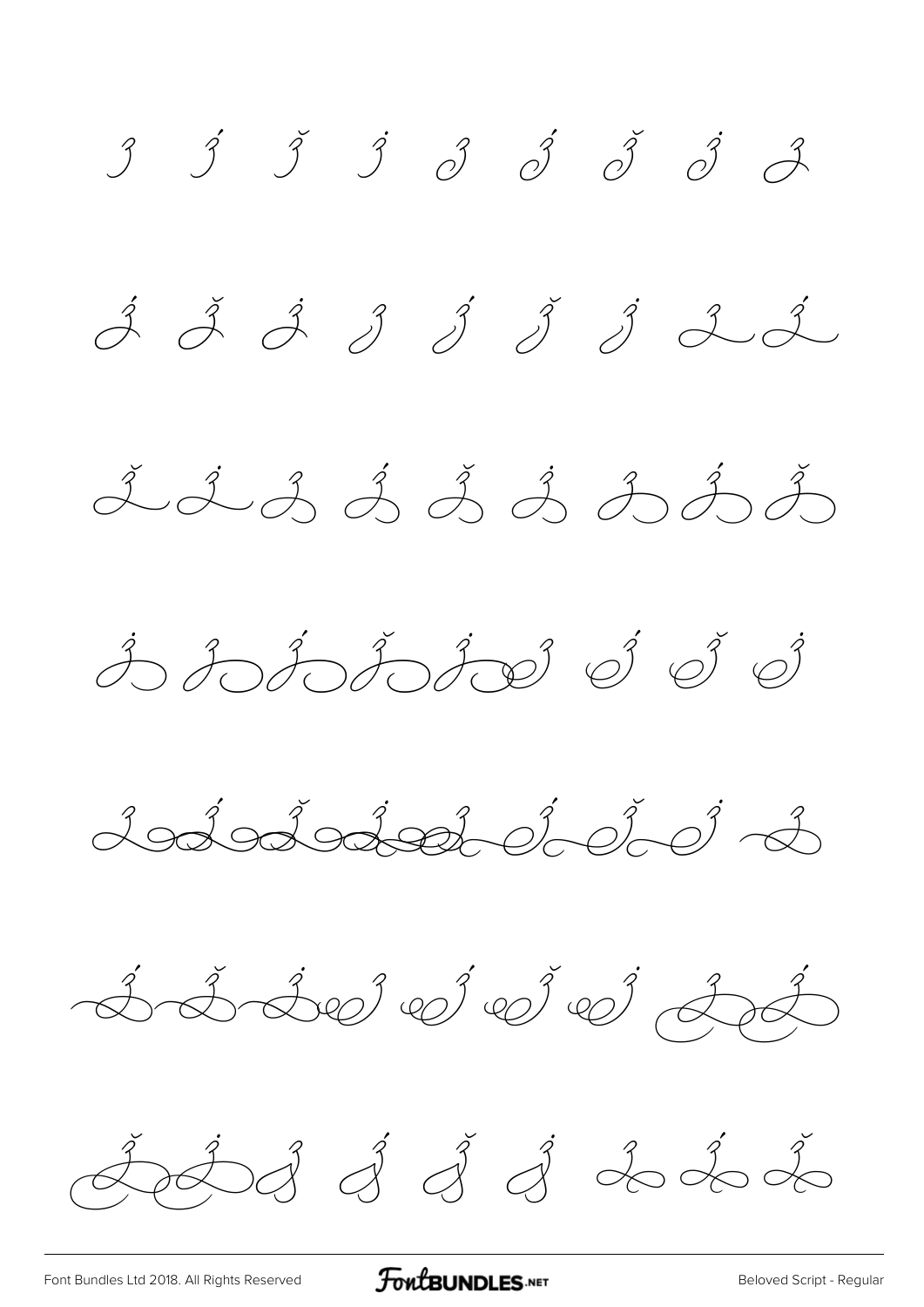ǯ ǯ́ ǯ̆ ǯ̇ ǯ ǯ́ ǯ̆ ǯ̇ ǯ

ǯ́ ǯ̆ ǯ̇ ǯ ǯ́ ǯ̆ ǯ̇ ǯ ǯ́

ǯ̆ ǯ̇ ǯ ǯ́ ǯ̆ ǯ̇ ǯ ǯ́ ǯ̆

ǯ̇ ǯ ǯ́ ǯ̆ ǯ̇ ǯ ǯ́ ǯ̆ ǯ̇

ǯ ǯ́ ǯ̆ ǯ̇ ǯ ǯ́ ǯ̆ ǯ̇ ǯ

ǯ́ ǯ̆ ǯ̇ ǯ ǯ́ ǯ̆ ǯ̇ ǯ ǯ́

ǯ̆ ǯ̇ ǯ ǯ́ ǯ̆ ǯ̇ ǯ ǯ́ ǯ̆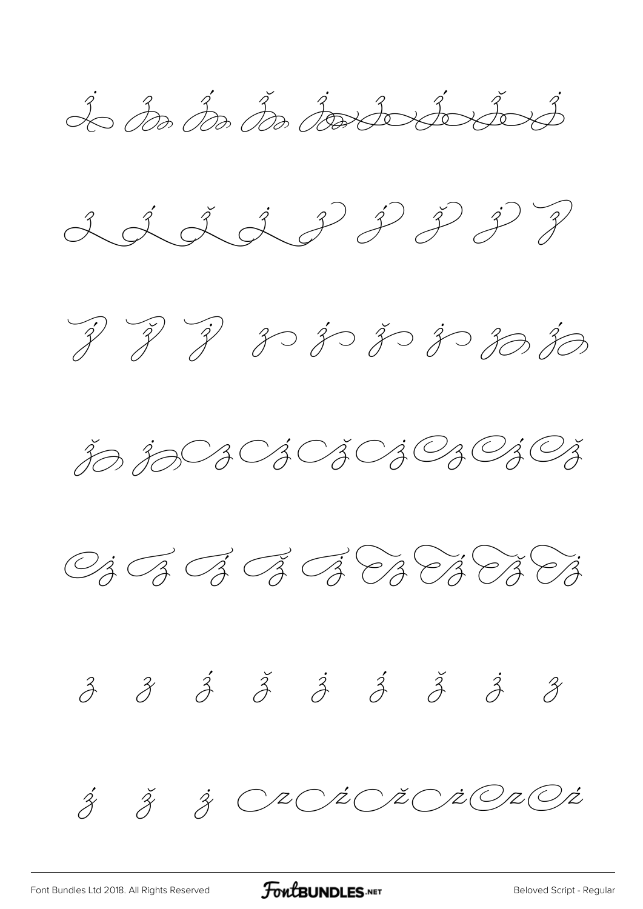ż z ź ž ż z ź ž ż

z ź ž ż z ź ž ż z

ź ž ż z ź ž ż z ź

ž ż z ź ž ż z ź ž

ż z ź ž ż z ź ž ż

z z ź ž ż ź ž ż z

ź ž ż z ź ž ż z ź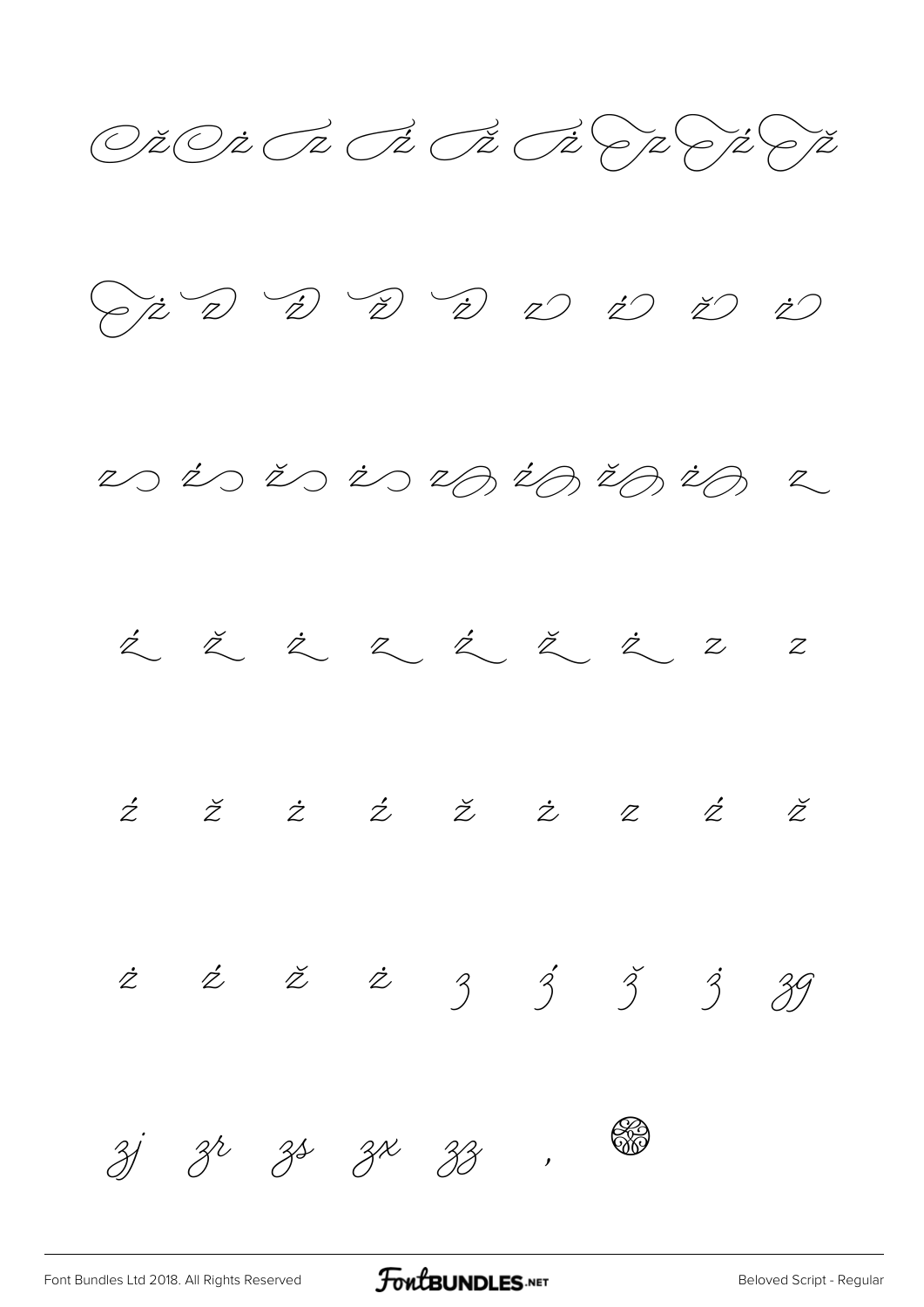Ož Oż Cz Cź Cž Cż Cz Cź Cž

Cż z ź ž ż z ź ž ż

z ź ž ż z ź ž ż z

ź ž ż z ź ž ż z z

ź ž ż ź ž ż z ź ž

ż ź ž ż ʒ ʒ́ ǯ ʒ̇ ʒg

ʒj ʒr ʒs ʒx ʒʒ ,